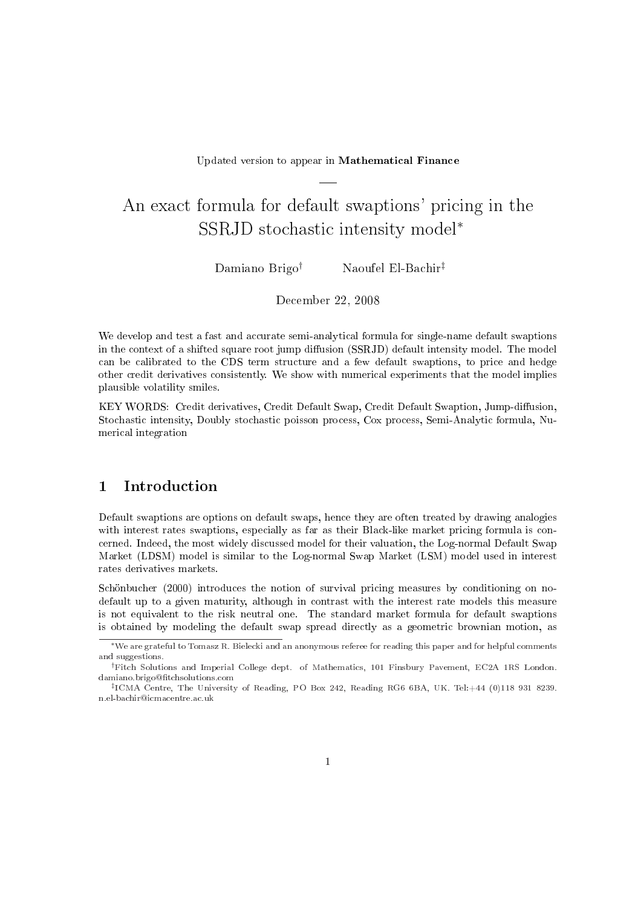Updated version to appear in **Mathematical Finance**

---

# An exact formula for default swaptions' pricing in the SSRJD stochastic intensity model*

Damiano Brigo[†] Naoufel El-Bachir[‡]

December 22, 2008

We develop and test a fast and accurate semi-analytical formula for single-name default swaptions in the context of a shifted square root jump diffusion (SSRJD) default intensity model. The model can be calibrated to the CDS term structure and a few default swaptions, to price and hedge other credit derivatives consistently. We show with numerical experiments that the model implies plausible volatility smiles.

KEY WORDS: Credit derivatives, Credit Default Swap, Credit Default Swaption, Jump-diffusion, Stochastic intensity, Doubly stochastic poisson process, Cox process, Semi-Analytic formula, Numerical integration

## 1 Introduction

Default swaptions are options on default swaps, hence they are often treated by drawing analogies with interest rates swaptions, especially as far as their Black-like market pricing formula is concerned. Indeed, the most widely discussed model for their valuation, the Log-normal Default Swap Market (LDSM) model is similar to the Log-normal Swap Market (LSM) model used in interest rates derivatives markets.

Schönbucher (2000) introduces the notion of survival pricing measures by conditioning on no-default up to a given maturity, although in contrast with the interest rate models this measure is not equivalent to the risk neutral one. The standard market formula for default swaptions is obtained by modeling the default swap spread directly as a geometric brownian motion, as

*We are grateful to Tomasz R. Bielecki and an anonymous referee for reading this paper and for helpful comments and suggestions.

[†]Fitch Solutions and Imperial College dept. of Mathematics, 101 Finsbury Pavement, EC2A 1RS London. damiano.brigo@fitchsolutions.com

[‡]ICMA Centre, The University of Reading, PO Box 242, Reading RG6 6BA, UK. Tel:+44 (0)118 931 8239. n.el-bachir@icmacentre.ac.uk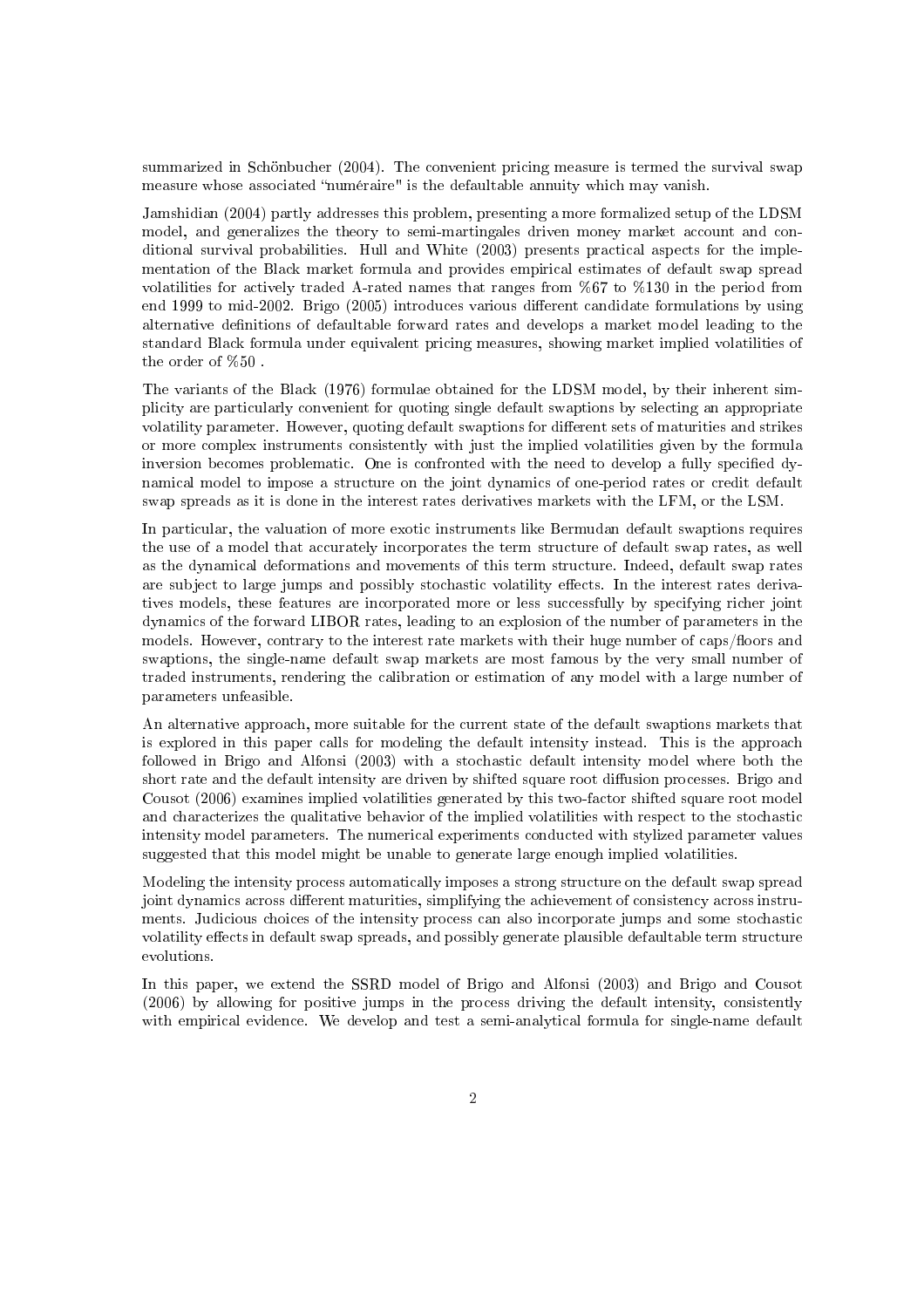summarized in Schönbucher (2004). The convenient pricing measure is termed the survival swap measure whose associated "numéraire" is the defaultable annuity which may vanish.

Jamshidian (2004) partly addresses this problem, presenting a more formalized setup of the LDSM model, and generalizes the theory to semi-martingales driven money market account and conditional survival probabilities. Hull and White (2003) presents practical aspects for the implementation of the Black market formula and provides empirical estimates of default swap spread volatilities for actively traded A-rated names that ranges from %67 to %130 in the period from end 1999 to mid-2002. Brigo (2005) introduces various different candidate formulations by using alternative definitions of defaultable forward rates and develops a market model leading to the standard Black formula under equivalent pricing measures, showing market implied volatilities of the order of %50 .

The variants of the Black (1976) formulae obtained for the LDSM model, by their inherent simplicity are particularly convenient for quoting single default swaptions by selecting an appropriate volatility parameter. However, quoting default swaptions for different sets of maturities and strikes or more complex instruments consistently with just the implied volatilities given by the formula inversion becomes problematic. One is confronted with the need to develop a fully specified dynamical model to impose a structure on the joint dynamics of one-period rates or credit default swap spreads as it is done in the interest rates derivatives markets with the LFM, or the LSM.

In particular, the valuation of more exotic instruments like Bermudan default swaptions requires the use of a model that accurately incorporates the term structure of default swap rates, as well as the dynamical deformations and movements of this term structure. Indeed, default swap rates are subject to large jumps and possibly stochastic volatility effects. In the interest rates derivatives models, these features are incorporated more or less successfully by specifying richer joint dynamics of the forward LIBOR rates, leading to an explosion of the number of parameters in the models. However, contrary to the interest rate markets with their huge number of caps/floors and swaptions, the single-name default swap markets are most famous by the very small number of traded instruments, rendering the calibration or estimation of any model with a large number of parameters unfeasible.

An alternative approach, more suitable for the current state of the default swaptions markets that is explored in this paper calls for modeling the default intensity instead. This is the approach followed in Brigo and Alfonsi (2003) with a stochastic default intensity model where both the short rate and the default intensity are driven by shifted square root diffusion processes. Brigo and Cousot (2006) examines implied volatilities generated by this two-factor shifted square root model and characterizes the qualitative behavior of the implied volatilities with respect to the stochastic intensity model parameters. The numerical experiments conducted with stylized parameter values suggested that this model might be unable to generate large enough implied volatilities.

Modeling the intensity process automatically imposes a strong structure on the default swap spread joint dynamics across different maturities, simplifying the achievement of consistency across instruments. Judicious choices of the intensity process can also incorporate jumps and some stochastic volatility effects in default swap spreads, and possibly generate plausible defaultable term structure evolutions.

In this paper, we extend the SSRD model of Brigo and Alfonsi (2003) and Brigo and Cousot (2006) by allowing for positive jumps in the process driving the default intensity, consistently with empirical evidence. We develop and test a semi-analytical formula for single-name default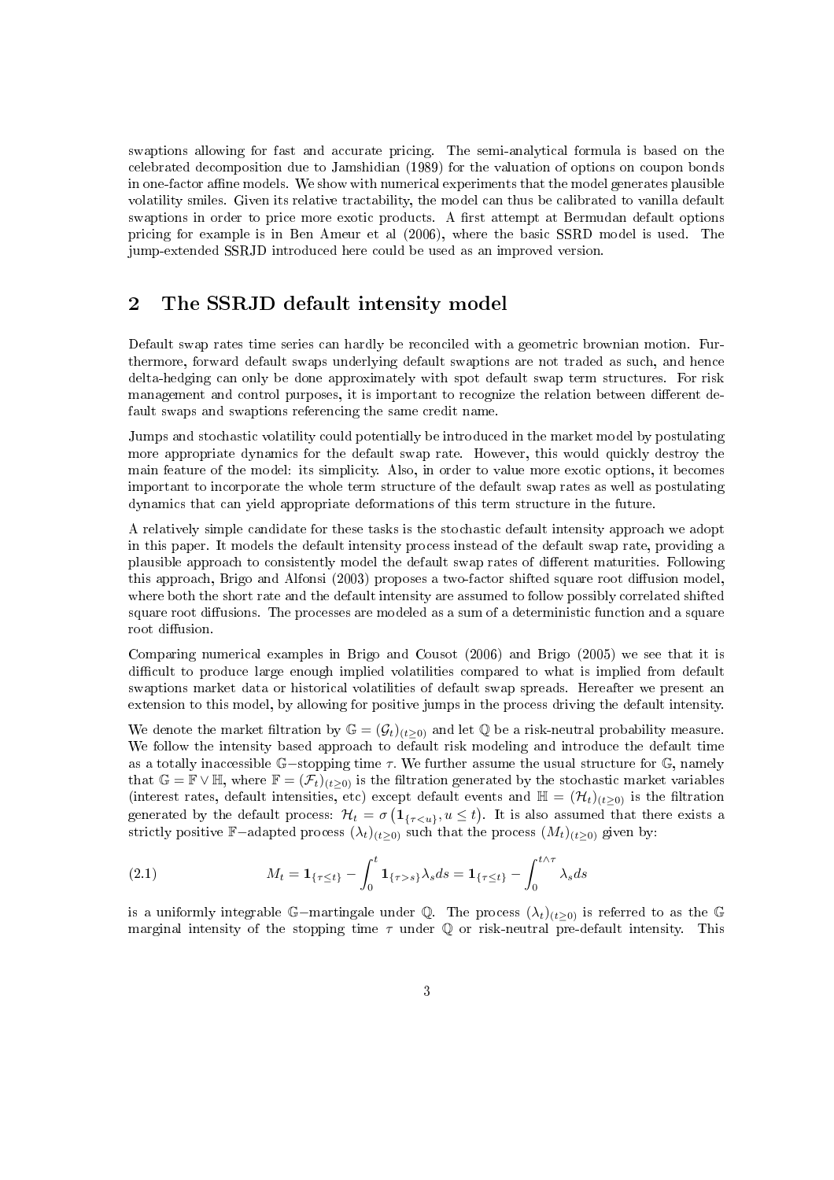swaptions allowing for fast and accurate pricing. The semi-analytical formula is based on the celebrated decomposition due to Jamshidian (1989) for the valuation of options on coupon bonds in one-factor affine models. We show with numerical experiments that the model generates plausible volatility smiles. Given its relative tractability, the model can thus be calibrated to vanilla default swaptions in order to price more exotic products. A first attempt at Bermudan default options pricing for example is in Ben Ameur et al (2006), where the basic SSRD model is used. The jump-extended SSRJD introduced here could be used as an improved version.

## 2 The SSRJD default intensity model

Default swap rates time series can hardly be reconciled with a geometric brownian motion. Furthermore, forward default swaps underlying default swaptions are not traded as such, and hence delta-hedging can only be done approximately with spot default swap term structures. For risk management and control purposes, it is important to recognize the relation between different default swaps and swaptions referencing the same credit name.

Jumps and stochastic volatility could potentially be introduced in the market model by postulating more appropriate dynamics for the default swap rate. However, this would quickly destroy the main feature of the model: its simplicity. Also, in order to value more exotic options, it becomes important to incorporate the whole term structure of the default swap rates as well as postulating dynamics that can yield appropriate deformations of this term structure in the future.

A relatively simple candidate for these tasks is the stochastic default intensity approach we adopt in this paper. It models the default intensity process instead of the default swap rate, providing a plausible approach to consistently model the default swap rates of different maturities. Following this approach, Brigo and Alfonsi (2003) proposes a two-factor shifted square root diffusion model, where both the short rate and the default intensity are assumed to follow possibly correlated shifted square root diffusions. The processes are modeled as a sum of a deterministic function and a square root diffusion.

Comparing numerical examples in Brigo and Cousot (2006) and Brigo (2005) we see that it is difficult to produce large enough implied volatilities compared to what is implied from default swaptions market data or historical volatilities of default swap spreads. Hereafter we present an extension to this model, by allowing for positive jumps in the process driving the default intensity.

We denote the market filtration by $\mathbb{G} = (\mathcal{G}_t)_{(t\geq 0)}$ and let $\mathbb{Q}$ be a risk-neutral probability measure. We follow the intensity based approach to default risk modeling and introduce the default time as a totally inaccessible $\mathbb{G}-$stopping time $\tau$. We further assume the usual structure for $\mathbb{G}$, namely that $\mathbb{G} = \mathbb{F} \vee \mathbb{H}$, where $\mathbb{F} = (\mathcal{F}_t)_{(t\geq 0)}$ is the filtration generated by the stochastic market variables (interest rates, default intensities, etc) except default events and $\mathbb{H} = (\mathcal{H}_t)_{(t\geq 0)}$ is the filtration generated by the default process: $\mathcal{H}_t = \sigma\left(\mathbf{1}_{\{\tau<u\}}, u \leq t\right)$. It is also assumed that there exists a strictly positive $\mathbb{F}-$adapted process $(\lambda_t)_{(t\geq 0)}$ such that the process $(M_t)_{(t\geq 0)}$ given by:

$$
M_t = \mathbf{1}_{\{\tau\leq t\}} - \int_0^t \mathbf{1}_{\{\tau>s\}}\lambda_s ds = \mathbf{1}_{\{\tau\leq t\}} - \int_0^{t\wedge\tau} \lambda_s ds \tag{2.1}
$$

is a uniformly integrable $\mathbb{G}-$martingale under $\mathbb{Q}$. The process $(\lambda_t)_{(t\geq 0)}$ is referred to as the $\mathbb{G}$ marginal intensity of the stopping time $\tau$ under $\mathbb{Q}$ or risk-neutral pre-default intensity. This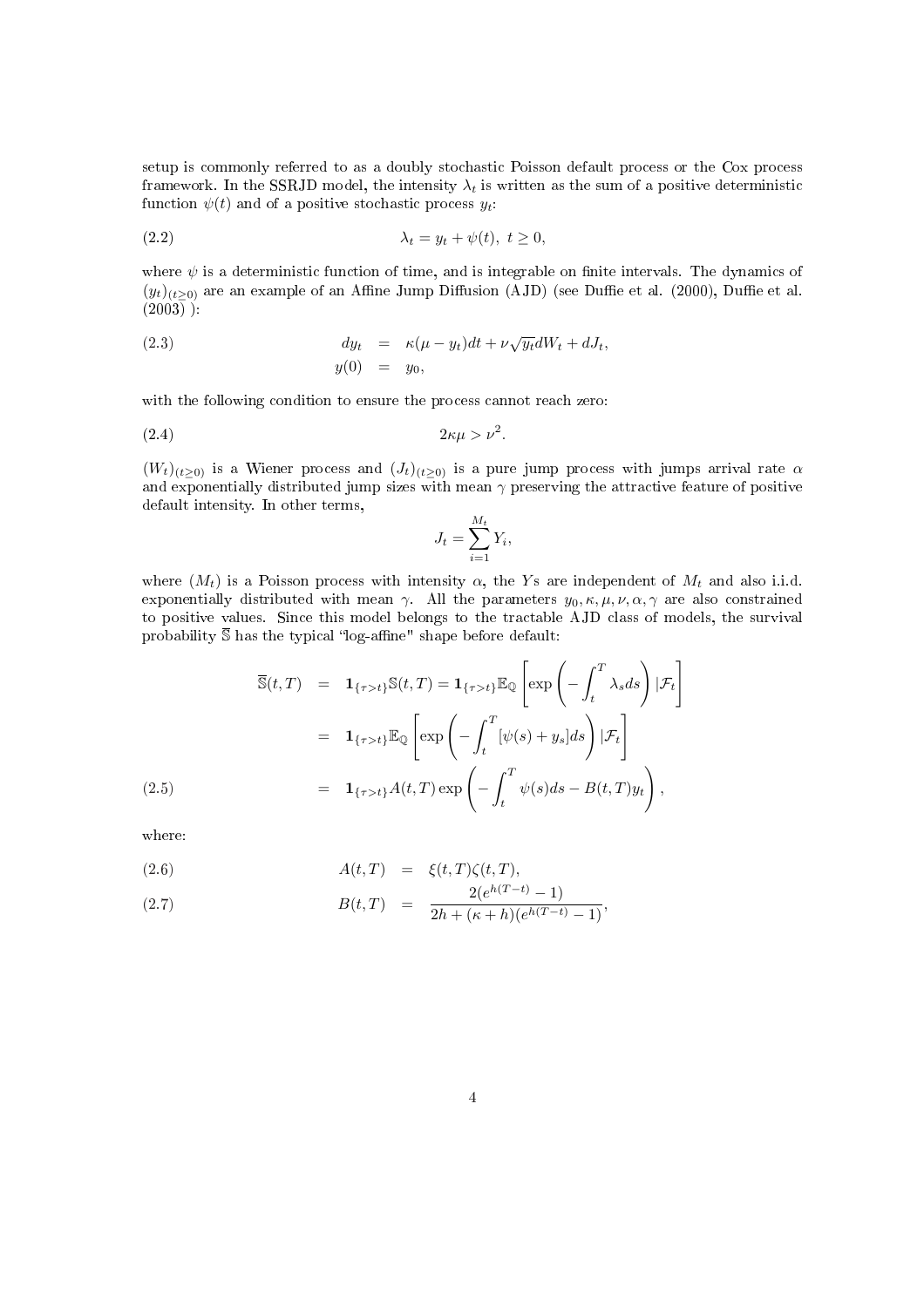setup is commonly referred to as a doubly stochastic Poisson default process or the Cox process framework. In the SSRJD model, the intensity $\lambda_t$ is written as the sum of a positive deterministic function $\psi(t)$ and of a positive stochastic process $y_t$:

$$\lambda_t = y_t + \psi(t), \; t \geq 0, \tag{2.2}$$

where $\psi$ is a deterministic function of time, and is integrable on finite intervals. The dynamics of $(y_t)_{(t\geq 0)}$ are an example of an Affine Jump Diffusion (AJD) (see Duffie et al. (2000), Duffie et al. (2003) ):

$$\begin{aligned} dy_t &= \kappa(\mu - y_t)dt + \nu\sqrt{y_t}dW_t + dJ_t, \\ y(0) &= y_0, \end{aligned} \tag{2.3}$$

with the following condition to ensure the process cannot reach zero:

$$2\kappa\mu > \nu^2. \tag{2.4}$$

$(W_t)_{(t\geq 0)}$ is a Wiener process and $(J_t)_{(t\geq 0)}$ is a pure jump process with jumps arrival rate $\alpha$ and exponentially distributed jump sizes with mean $\gamma$ preserving the attractive feature of positive default intensity. In other terms,

$$J_t = \sum_{i=1}^{M_t} Y_i,$$

where $(M_t)$ is a Poisson process with intensity $\alpha$, the $Y$s are independent of $M_t$ and also i.i.d. exponentially distributed with mean $\gamma$. All the parameters $y_0, \kappa, \mu, \nu, \alpha, \gamma$ are also constrained to positive values. Since this model belongs to the tractable AJD class of models, the survival probability $\overline{\mathbb{S}}$ has the typical "log-affine" shape before default:

$$\begin{aligned} \overline{\mathbb{S}}(t,T) &= \mathbf{1}_{\{\tau>t\}}\mathbb{S}(t,T) = \mathbf{1}_{\{\tau>t\}}\mathbb{E}_{\mathbb{Q}}\left[\exp\left(-\int_t^T \lambda_s ds\right)|\mathcal{F}_t\right] \\ &= \mathbf{1}_{\{\tau>t\}}\mathbb{E}_{\mathbb{Q}}\left[\exp\left(-\int_t^T [\psi(s)+y_s]ds\right)|\mathcal{F}_t\right] \\ &= \mathbf{1}_{\{\tau>t\}}A(t,T)\exp\left(-\int_t^T \psi(s)ds - B(t,T)y_t\right), \end{aligned} \tag{2.5}$$

where:

$$A(t,T) = \xi(t,T)\zeta(t,T), \tag{2.6}$$

$$B(t,T) = \frac{2(e^{h(T-t)}-1)}{2h+(\kappa+h)(e^{h(T-t)}-1)}, \tag{2.7}$$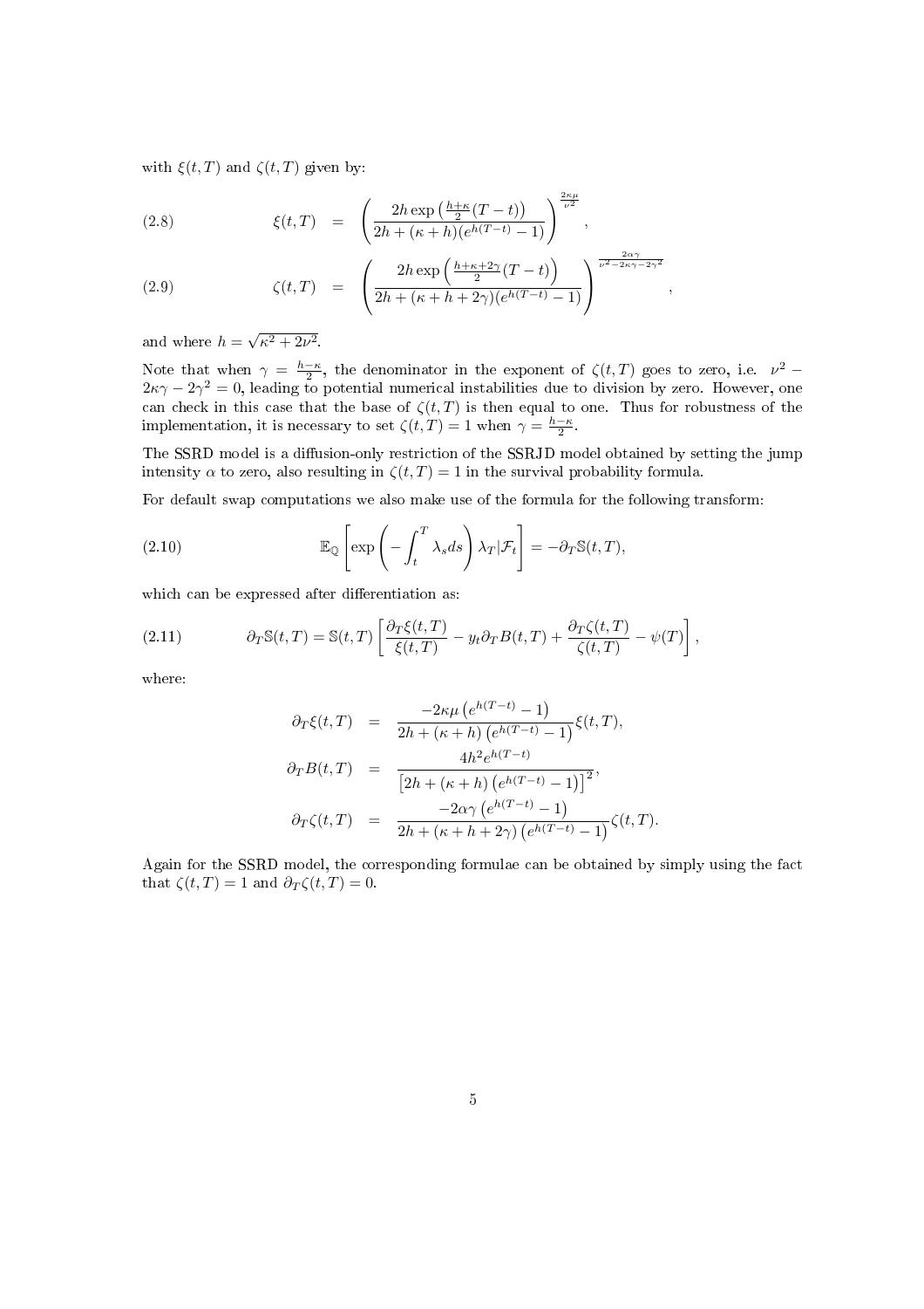with $\xi(t,T)$ and $\zeta(t,T)$ given by:

$$\xi(t,T) = \left(\frac{2h\exp\left(\frac{h+\kappa}{2}(T-t)\right)}{2h+(\kappa+h)(e^{h(T-t)}-1)}\right)^{\frac{2\kappa\mu}{\nu^2}}, \tag{2.8}$$

$$\zeta(t,T) = \left(\frac{2h\exp\left(\frac{h+\kappa+2\gamma}{2}(T-t)\right)}{2h+(\kappa+h+2\gamma)(e^{h(T-t)}-1)}\right)^{\frac{2\alpha\gamma}{\nu^2-2\kappa\gamma-2\gamma^2}}, \tag{2.9}$$

and where $h=\sqrt{\kappa^2+2\nu^2}$.

Note that when $\gamma=\frac{h-\kappa}{2}$, the denominator in the exponent of $\zeta(t,T)$ goes to zero, i.e. $\nu^2-2\kappa\gamma-2\gamma^2=0$, leading to potential numerical instabilities due to division by zero. However, one can check in this case that the base of $\zeta(t,T)$ is then equal to one. Thus for robustness of the implementation, it is necessary to set $\zeta(t,T)=1$ when $\gamma=\frac{h-\kappa}{2}$.

The SSRD model is a diffusion-only restriction of the SSRJD model obtained by setting the jump intensity $\alpha$ to zero, also resulting in $\zeta(t,T)=1$ in the survival probability formula.

For default swap computations we also make use of the formula for the following transform:

$$\mathbb{E}_{\mathbb{Q}}\left[\exp\left(-\int_t^T \lambda_s ds\right)\lambda_T|\mathcal{F}_t\right] = -\partial_T\mathbb{S}(t,T), \tag{2.10}$$

which can be expressed after differentiation as:

$$\partial_T\mathbb{S}(t,T) = \mathbb{S}(t,T)\left[\frac{\partial_T\xi(t,T)}{\xi(t,T)} - y_t\partial_T B(t,T) + \frac{\partial_T\zeta(t,T)}{\zeta(t,T)} - \psi(T)\right], \tag{2.11}$$

where:

$$\partial_T\xi(t,T) = \frac{-2\kappa\mu\left(e^{h(T-t)}-1\right)}{2h+(\kappa+h)\left(e^{h(T-t)}-1\right)}\xi(t,T),$$

$$\partial_T B(t,T) = \frac{4h^2e^{h(T-t)}}{\left[2h+(\kappa+h)\left(e^{h(T-t)}-1\right)\right]^2},$$

$$\partial_T\zeta(t,T) = \frac{-2\alpha\gamma\left(e^{h(T-t)}-1\right)}{2h+(\kappa+h+2\gamma)\left(e^{h(T-t)}-1\right)}\zeta(t,T).$$

Again for the SSRD model, the corresponding formulae can be obtained by simply using the fact that $\zeta(t,T)=1$ and $\partial_T\zeta(t,T)=0$.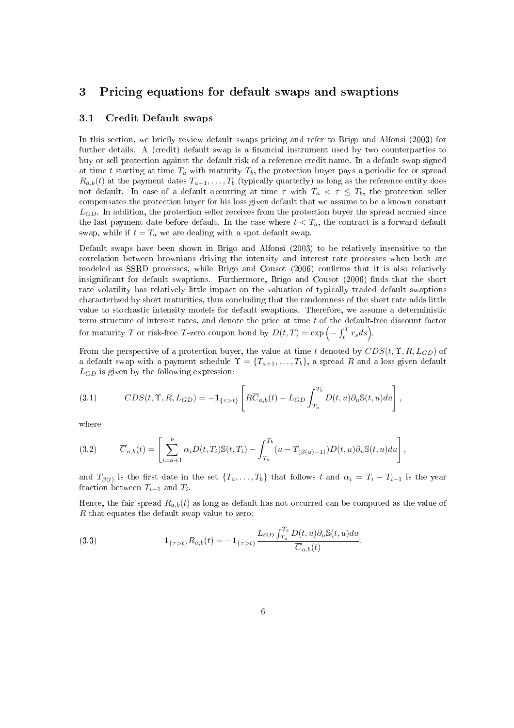## 3 Pricing equations for default swaps and swaptions

### 3.1 Credit Default swaps

In this section, we briefly review default swaps pricing and refer to Brigo and Alfonsi (2003) for further details. A (credit) default swap is a financial instrument used by two counterparties to buy or sell protection against the default risk of a reference credit name. In a default swap signed at time $t$ starting at time $T_a$ with maturity $T_b$, the protection buyer pays a periodic fee or spread $R_{a,b}(t)$ at the payment dates $T_{a+1}, \dots, T_b$ (typically quarterly) as long as the reference entity does not default. In case of a default occurring at time $\tau$ with $T_a < \tau \leq T_b$, the protection seller compensates the protection buyer for his loss given default that we assume to be a known constant $L_{GD}$. In addition, the protection seller receives from the protection buyer the spread accrued since the last payment date before default. In the case where $t < T_a$, the contract is a forward default swap, while if $t = T_a$ we are dealing with a spot default swap.

Default swaps have been shown in Brigo and Alfonsi (2003) to be relatively insensitive to the correlation between brownians driving the intensity and interest rate processes when both are modeled as SSRD processes, while Brigo and Cousot (2006) confirms that it is also relatively insignificant for default swaptions. Furthermore, Brigo and Cousot (2006) finds that the short rate volatility has relatively little impact on the valuation of typically traded default swaptions characterized by short maturities, thus concluding that the randomness of the short rate adds little value to stochastic intensity models for default swaptions. Therefore, we assume a deterministic term structure of interest rates, and denote the price at time $t$ of the default-free discount factor for maturity $T$ or risk-free $T$-zero coupon bond by $D(t,T) = \exp\left(-\int_t^T r_s ds\right)$.

From the perspective of a protection buyer, the value at time $t$ denoted by $CDS(t, \Upsilon, R, L_{GD})$ of a default swap with a payment schedule $\Upsilon = \{T_{a+1}, \dots, T_b\}$, a spread $R$ and a loss given default $L_{GD}$ is given by the following expression:

$$CDS(t, \Upsilon, R, L_{GD}) = -\mathbf{1}_{\{\tau > t\}} \left[ R\overline{C}_{a,b}(t) + L_{GD} \int_{T_a}^{T_b} D(t,u) \partial_u \mathbb{S}(t,u) du \right], \tag{3.1}$$

where

$$\overline{C}_{a,b}(t) = \left[ \sum_{i=a+1}^{b} \alpha_i D(t, T_i) \mathbb{S}(t, T_i) - \int_{T_a}^{T_b} (u - T_{(\beta(u)-1)}) D(t,u) \partial_u \mathbb{S}(t,u) du \right], \tag{3.2}$$

and $T_{\beta(t)}$ is the first date in the set $\{T_a, \dots, T_b\}$ that follows $t$ and $\alpha_i = T_i - T_{i-1}$ is the year fraction between $T_{i-1}$ and $T_i$.

Hence, the fair spread $R_{a,b}(t)$ as long as default has not occurred can be computed as the value of $R$ that equates the default swap value to zero:

$$\mathbf{1}_{\{\tau > t\}} R_{a,b}(t) = -\mathbf{1}_{\{\tau > t\}} \frac{L_{GD} \int_{T_a}^{T_b} D(t,u) \partial_u \mathbb{S}(t,u) du}{\overline{C}_{a,b}(t)}. \tag{3.3}$$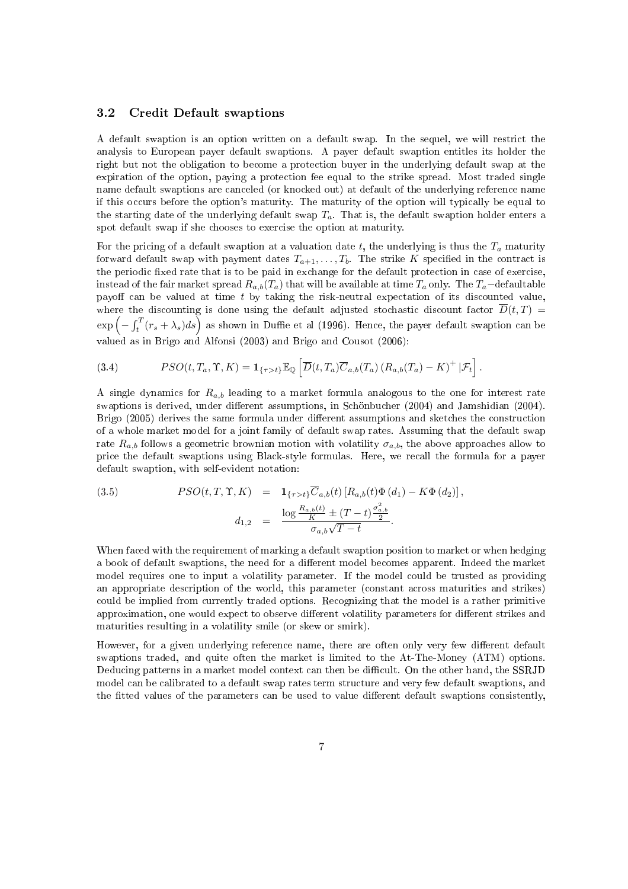### 3.2 Credit Default swaptions

A default swaption is an option written on a default swap. In the sequel, we will restrict the analysis to European payer default swaptions. A payer default swaption entitles its holder the right but not the obligation to become a protection buyer in the underlying default swap at the expiration of the option, paying a protection fee equal to the strike spread. Most traded single name default swaptions are canceled (or knocked out) at default of the underlying reference name if this occurs before the option's maturity. The maturity of the option will typically be equal to the starting date of the underlying default swap $T_a$. That is, the default swaption holder enters a spot default swap if she chooses to exercise the option at maturity.

For the pricing of a default swaption at a valuation date $t$, the underlying is thus the $T_a$ maturity forward default swap with payment dates $T_{a+1}, \ldots, T_b$. The strike $K$ specified in the contract is the periodic fixed rate that is to be paid in exchange for the default protection in case of exercise, instead of the fair market spread $R_{a,b}(T_a)$ that will be available at time $T_a$ only. The $T_a-$defaultable payoff can be valued at time $t$ by taking the risk-neutral expectation of its discounted value, where the discounting is done using the default adjusted stochastic discount factor $\overline{D}(t,T) = \exp\left(-\int_t^T (r_s + \lambda_s)ds\right)$ as shown in Duffie et al (1996). Hence, the payer default swaption can be valued as in Brigo and Alfonsi (2003) and Brigo and Cousot (2006):

$$PSO(t, T_a, \Upsilon, K) = \mathbf{1}_{\{\tau>t\}} \mathbb{E}_{\mathbb{Q}}\left[\overline{D}(t,T_a)\overline{C}_{a,b}(T_a)\left(R_{a,b}(T_a) - K\right)^{+} |\mathcal{F}_t\right]. \tag{3.4}$$

A single dynamics for $R_{a,b}$ leading to a market formula analogous to the one for interest rate swaptions is derived, under different assumptions, in Schönbucher (2004) and Jamshidian (2004). Brigo (2005) derives the same formula under different assumptions and sketches the construction of a whole market model for a joint family of default swap rates. Assuming that the default swap rate $R_{a,b}$ follows a geometric brownian motion with volatility $\sigma_{a,b}$, the above approaches allow to price the default swaptions using Black-style formulas. Here, we recall the formula for a payer default swaption, with self-evident notation:

$$\begin{aligned} PSO(t, T, \Upsilon, K) &= \mathbf{1}_{\{\tau>t\}}\overline{C}_{a,b}(t)\left[R_{a,b}(t)\Phi\left(d_1\right) - K\Phi\left(d_2\right)\right], \\ d_{1,2} &= \frac{\log\frac{R_{a,b}(t)}{K} \pm (T-t)\frac{\sigma_{a,b}^2}{2}}{\sigma_{a,b}\sqrt{T-t}}. \end{aligned} \tag{3.5}$$

When faced with the requirement of marking a default swaption position to market or when hedging a book of default swaptions, the need for a different model becomes apparent. Indeed the market model requires one to input a volatility parameter. If the model could be trusted as providing an appropriate description of the world, this parameter (constant across maturities and strikes) could be implied from currently traded options. Recognizing that the model is a rather primitive approximation, one would expect to observe different volatility parameters for different strikes and maturities resulting in a volatility smile (or skew or smirk).

However, for a given underlying reference name, there are often only very few different default swaptions traded, and quite often the market is limited to the At-The-Money (ATM) options. Deducing patterns in a market model context can then be difficult. On the other hand, the SSRJD model can be calibrated to a default swap rates term structure and very few default swaptions, and the fitted values of the parameters can be used to value different default swaptions consistently,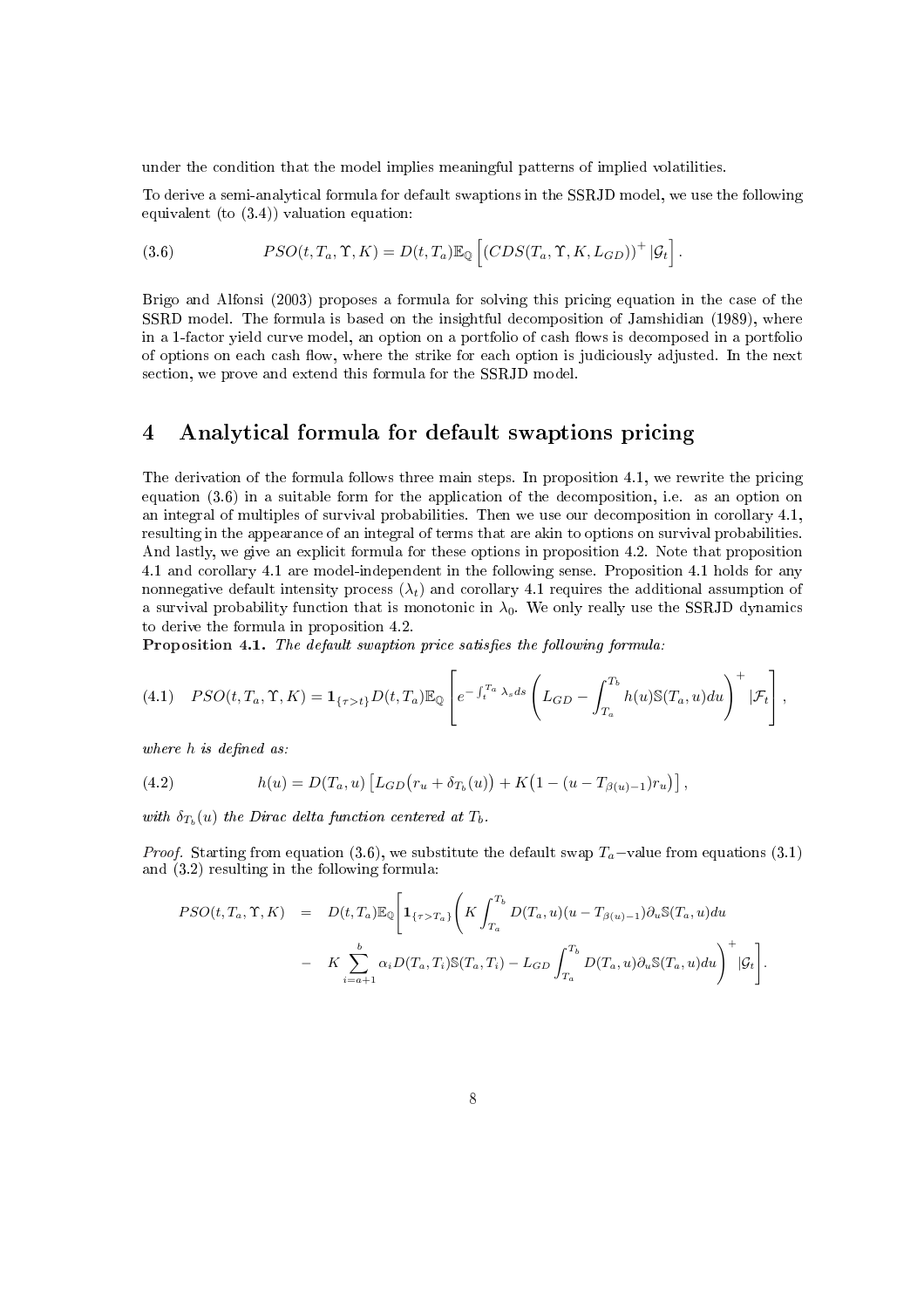under the condition that the model implies meaningful patterns of implied volatilities.

To derive a semi-analytical formula for default swaptions in the SSRJD model, we use the following equivalent (to (3.4)) valuation equation:

$$PSO(t, T_a, \Upsilon, K) = D(t, T_a)\mathbb{E}_{\mathbb{Q}}\left[(CDS(T_a, \Upsilon, K, L_{GD}))^+ |\mathcal{G}_t\right]. \tag{3.6}$$

Brigo and Alfonsi (2003) proposes a formula for solving this pricing equation in the case of the SSRD model. The formula is based on the insightful decomposition of Jamshidian (1989), where in a 1-factor yield curve model, an option on a portfolio of cash flows is decomposed in a portfolio of options on each cash flow, where the strike for each option is judiciously adjusted. In the next section, we prove and extend this formula for the SSRJD model.

## 4 Analytical formula for default swaptions pricing

The derivation of the formula follows three main steps. In proposition 4.1, we rewrite the pricing equation (3.6) in a suitable form for the application of the decomposition, i.e. as an option on an integral of multiples of survival probabilities. Then we use our decomposition in corollary 4.1, resulting in the appearance of an integral of terms that are akin to options on survival probabilities. And lastly, we give an explicit formula for these options in proposition 4.2. Note that proposition 4.1 and corollary 4.1 are model-independent in the following sense. Proposition 4.1 holds for any nonnegative default intensity process $(\lambda_t)$ and corollary 4.1 requires the additional assumption of a survival probability function that is monotonic in $\lambda_0$. We only really use the SSRJD dynamics to derive the formula in proposition 4.2.

**Proposition 4.1.** *The default swaption price satisfies the following formula:*

$$PSO(t, T_a, \Upsilon, K) = \mathbf{1}_{\{\tau>t\}}D(t, T_a)\mathbb{E}_{\mathbb{Q}}\left[e^{-\int_t^{T_a}\lambda_s ds}\left(L_{GD} - \int_{T_a}^{T_b} h(u)\mathbb{S}(T_a, u)du\right)^+ |\mathcal{F}_t\right], \tag{4.1}$$

*where $h$ is defined as:*

$$h(u) = D(T_a, u)\left[L_{GD}\big(r_u + \delta_{T_b}(u)\big) + K\big(1 - (u - T_{\beta(u)-1})r_u\big)\right], \tag{4.2}$$

*with $\delta_{T_b}(u)$ the Dirac delta function centered at $T_b$.*

*Proof.* Starting from equation (3.6), we substitute the default swap $T_a$−value from equations (3.1) and (3.2) resulting in the following formula:

$$\begin{aligned} PSO(t, T_a, \Upsilon, K) &= D(t, T_a)\mathbb{E}_{\mathbb{Q}}\Bigg[\mathbf{1}_{\{\tau>T_a\}}\Bigg(K\int_{T_a}^{T_b} D(T_a, u)(u - T_{\beta(u)-1})\partial_u\mathbb{S}(T_a, u)du \\ &\quad - K\sum_{i=a+1}^{b}\alpha_i D(T_a, T_i)\mathbb{S}(T_a, T_i) - L_{GD}\int_{T_a}^{T_b} D(T_a, u)\partial_u\mathbb{S}(T_a, u)du\Bigg)^+ |\mathcal{G}_t\Bigg]. \end{aligned}$$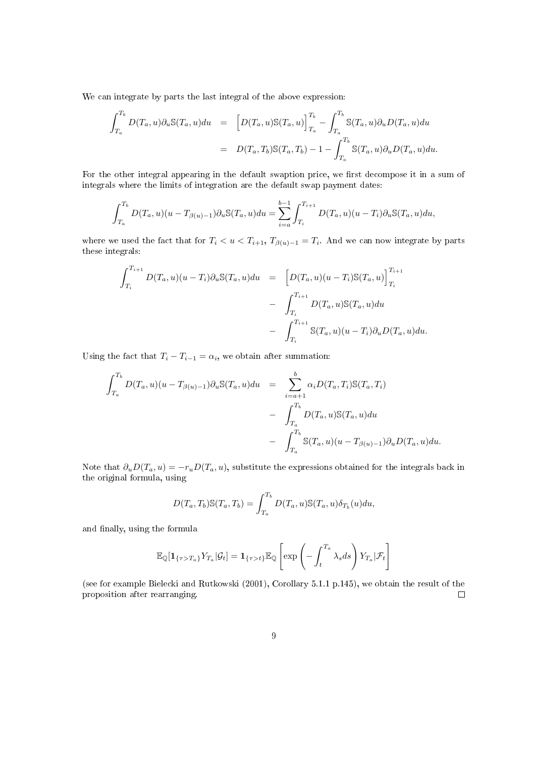We can integrate by parts the last integral of the above expression:

$$
\begin{aligned}
\int_{T_a}^{T_b} D(T_a,u)\partial_u \mathbb{S}(T_a,u)du &= \Big[D(T_a,u)\mathbb{S}(T_a,u)\Big]_{T_a}^{T_b} - \int_{T_a}^{T_b} \mathbb{S}(T_a,u)\partial_u D(T_a,u)du \\
&= D(T_a,T_b)\mathbb{S}(T_a,T_b) - 1 - \int_{T_a}^{T_b} \mathbb{S}(T_a,u)\partial_u D(T_a,u)du.
\end{aligned}
$$

For the other integral appearing in the default swaption price, we first decompose it in a sum of integrals where the limits of integration are the default swap payment dates:

$$
\int_{T_a}^{T_b} D(T_a,u)(u-T_{\beta(u)-1})\partial_u \mathbb{S}(T_a,u)du = \sum_{i=a}^{b-1}\int_{T_i}^{T_{i+1}} D(T_a,u)(u-T_i)\partial_u \mathbb{S}(T_a,u)du,
$$

where we used the fact that for $T_i < u < T_{i+1}$, $T_{\beta(u)-1} = T_i$. And we can now integrate by parts these integrals:

$$
\begin{aligned}
\int_{T_i}^{T_{i+1}} D(T_a,u)(u-T_i)\partial_u \mathbb{S}(T_a,u)du &= \Big[D(T_a,u)(u-T_i)\mathbb{S}(T_a,u)\Big]_{T_i}^{T_{i+1}} \\
&- \int_{T_i}^{T_{i+1}} D(T_a,u)\mathbb{S}(T_a,u)du \\
&- \int_{T_i}^{T_{i+1}} \mathbb{S}(T_a,u)(u-T_i)\partial_u D(T_a,u)du.
\end{aligned}
$$

Using the fact that $T_i - T_{i-1} = \alpha_i$, we obtain after summation:

$$
\begin{aligned}
\int_{T_a}^{T_b} D(T_a,u)(u-T_{\beta(u)-1})\partial_u \mathbb{S}(T_a,u)du &= \sum_{i=a+1}^{b} \alpha_i D(T_a,T_i)\mathbb{S}(T_a,T_i) \\
&- \int_{T_a}^{T_b} D(T_a,u)\mathbb{S}(T_a,u)du \\
&- \int_{T_a}^{T_b} \mathbb{S}(T_a,u)(u-T_{\beta(u)-1})\partial_u D(T_a,u)du.
\end{aligned}
$$

Note that $\partial_u D(T_a,u) = -r_u D(T_a,u)$, substitute the expressions obtained for the integrals back in the original formula, using

$$
D(T_a,T_b)\mathbb{S}(T_a,T_b) = \int_{T_a}^{T_b} D(T_a,u)\mathbb{S}(T_a,u)\delta_{T_b}(u)du,
$$

and finally, using the formula

$$
\mathbb{E}_{\mathbb{Q}}[\mathbf{1}_{\{\tau > T_a\}} Y_{T_a} | \mathcal{G}_t] = \mathbf{1}_{\{\tau > t\}} \mathbb{E}_{\mathbb{Q}}\left[\exp\left(-\int_t^{T_a} \lambda_s ds\right) Y_{T_a} | \mathcal{F}_t\right]
$$

(see for example Bielecki and Rutkowski (2001), Corollary 5.1.1 p.145), we obtain the result of the proposition after rearranging. □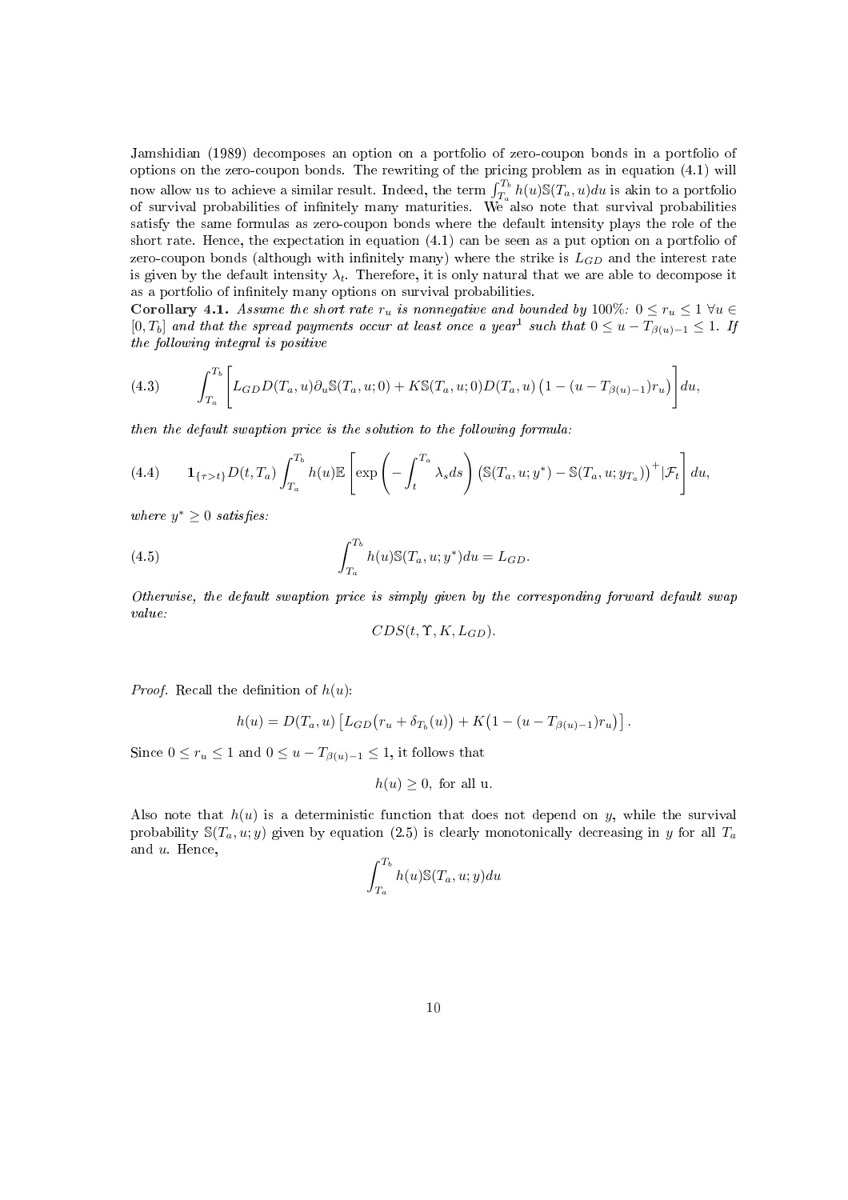Jamshidian (1989) decomposes an option on a portfolio of zero-coupon bonds in a portfolio of options on the zero-coupon bonds. The rewriting of the pricing problem as in equation (4.1) will now allow us to achieve a similar result. Indeed, the term $\int_{T_a}^{T_b} h(u)\mathbb{S}(T_a,u)du$ is akin to a portfolio of survival probabilities of infinitely many maturities. We also note that survival probabilities satisfy the same formulas as zero-coupon bonds where the default intensity plays the role of the short rate. Hence, the expectation in equation (4.1) can be seen as a put option on a portfolio of zero-coupon bonds (although with infinitely many) where the strike is $L_{GD}$ and the interest rate is given by the default intensity $\lambda_t$. Therefore, it is only natural that we are able to decompose it as a portfolio of infinitely many options on survival probabilities.

**Corollary 4.1.** *Assume the short rate $r_u$ is nonnegative and bounded by 100%: $0 \leq r_u \leq 1$ $\forall u \in [0, T_b]$ and that the spread payments occur at least once a year[1] such that $0 \leq u - T_{\beta(u)-1} \leq 1$. If the following integral is positive*

$$\int_{T_a}^{T_b} \left[ L_{GD} D(T_a,u)\partial_u \mathbb{S}(T_a,u;0) + K\mathbb{S}(T_a,u;0)D(T_a,u)\big(1-(u-T_{\beta(u)-1})r_u\big) \right] du, \tag{4.3}$$

*then the default swaption price is the solution to the following formula:*

$$\mathbf{1}_{\{\tau>t\}} D(t,T_a) \int_{T_a}^{T_b} h(u)\mathbb{E}\left[ \exp\left( -\int_t^{T_a} \lambda_s ds \right) \big(\mathbb{S}(T_a,u;y^*) - \mathbb{S}(T_a,u;y_{T_a})\big)^+ |\mathcal{F}_t \right] du, \tag{4.4}$$

*where $y^* \geq 0$ satisfies:*

$$\int_{T_a}^{T_b} h(u)\mathbb{S}(T_a,u;y^*)du = L_{GD}. \tag{4.5}$$

*Otherwise, the default swaption price is simply given by the corresponding forward default swap value:*

$$CDS(t, \Upsilon, K, L_{GD}).$$

*Proof.* Recall the definition of $h(u)$:

$$h(u) = D(T_a,u)\left[ L_{GD}\big(r_u + \delta_{T_b}(u)\big) + K\big(1-(u-T_{\beta(u)-1})r_u\big) \right].$$

Since $0 \leq r_u \leq 1$ and $0 \leq u - T_{\beta(u)-1} \leq 1$, it follows that

$$h(u) \geq 0, \text{ for all u.}$$

Also note that $h(u)$ is a deterministic function that does not depend on $y$, while the survival probability $\mathbb{S}(T_a,u;y)$ given by equation (2.5) is clearly monotonically decreasing in $y$ for all $T_a$ and $u$. Hence,

$$\int_{T_a}^{T_b} h(u)\mathbb{S}(T_a,u;y)du$$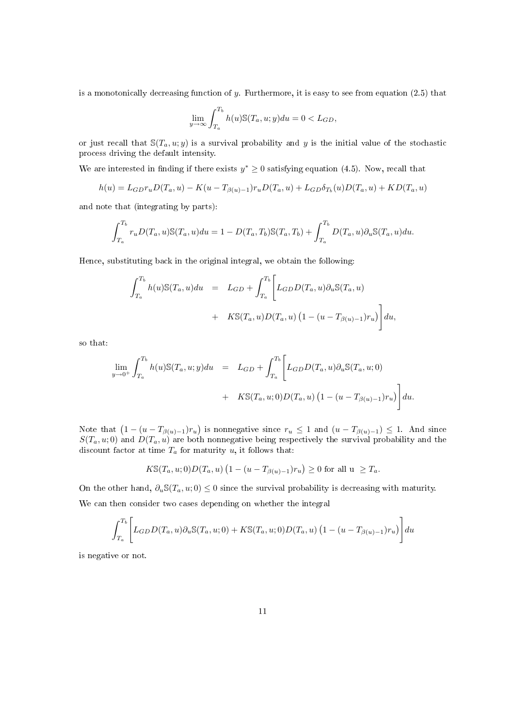is a monotonically decreasing function of $y$. Furthermore, it is easy to see from equation (2.5) that

$$\lim_{y\to\infty}\int_{T_a}^{T_b} h(u)\mathbb{S}(T_a,u;y)du = 0 < L_{GD},$$

or just recall that $\mathbb{S}(T_a,u;y)$ is a survival probability and $y$ is the initial value of the stochastic process driving the default intensity.

We are interested in finding if there exists $y^* \geq 0$ satisfying equation (4.5). Now, recall that

$$h(u) = L_{GD}r_u D(T_a,u) - K(u-T_{\beta(u)-1})r_u D(T_a,u) + L_{GD}\delta_{T_b}(u)D(T_a,u) + KD(T_a,u)$$

and note that (integrating by parts):

$$\int_{T_a}^{T_b} r_u D(T_a,u)\mathbb{S}(T_a,u)du = 1 - D(T_a,T_b)\mathbb{S}(T_a,T_b) + \int_{T_a}^{T_b} D(T_a,u)\partial_u \mathbb{S}(T_a,u)du.$$

Hence, substituting back in the original integral, we obtain the following:

$$\begin{aligned}\int_{T_a}^{T_b} h(u)\mathbb{S}(T_a,u)du &= L_{GD} + \int_{T_a}^{T_b}\Bigg[L_{GD}D(T_a,u)\partial_u\mathbb{S}(T_a,u) \\ &+ K\mathbb{S}(T_a,u)D(T_a,u)\left(1-(u-T_{\beta(u)-1})r_u\right)\Bigg]du,\end{aligned}$$

so that:

$$\begin{aligned}\lim_{y\to 0^+}\int_{T_a}^{T_b} h(u)\mathbb{S}(T_a,u;y)du &= L_{GD} + \int_{T_a}^{T_b}\Bigg[L_{GD}D(T_a,u)\partial_u\mathbb{S}(T_a,u;0) \\ &+ K\mathbb{S}(T_a,u;0)D(T_a,u)\left(1-(u-T_{\beta(u)-1})r_u\right)\Bigg]du.\end{aligned}$$

Note that $\left(1-(u-T_{\beta(u)-1})r_u\right)$ is nonnegative since $r_u \leq 1$ and $(u-T_{\beta(u)-1}) \leq 1$. And since $S(T_a,u;0)$ and $D(T_a,u)$ are both nonnegative being respectively the survival probability and the discount factor at time $T_a$ for maturity $u$, it follows that:

$$K\mathbb{S}(T_a,u;0)D(T_a,u)\left(1-(u-T_{\beta(u)-1})r_u\right) \geq 0 \text{ for all u } \geq T_a.$$

On the other hand, $\partial_u\mathbb{S}(T_a,u;0) \leq 0$ since the survival probability is decreasing with maturity.

We can then consider two cases depending on whether the integral

$$\int_{T_a}^{T_b}\Bigg[L_{GD}D(T_a,u)\partial_u\mathbb{S}(T_a,u;0) + K\mathbb{S}(T_a,u;0)D(T_a,u)\left(1-(u-T_{\beta(u)-1})r_u\right)\Bigg]du$$

is negative or not.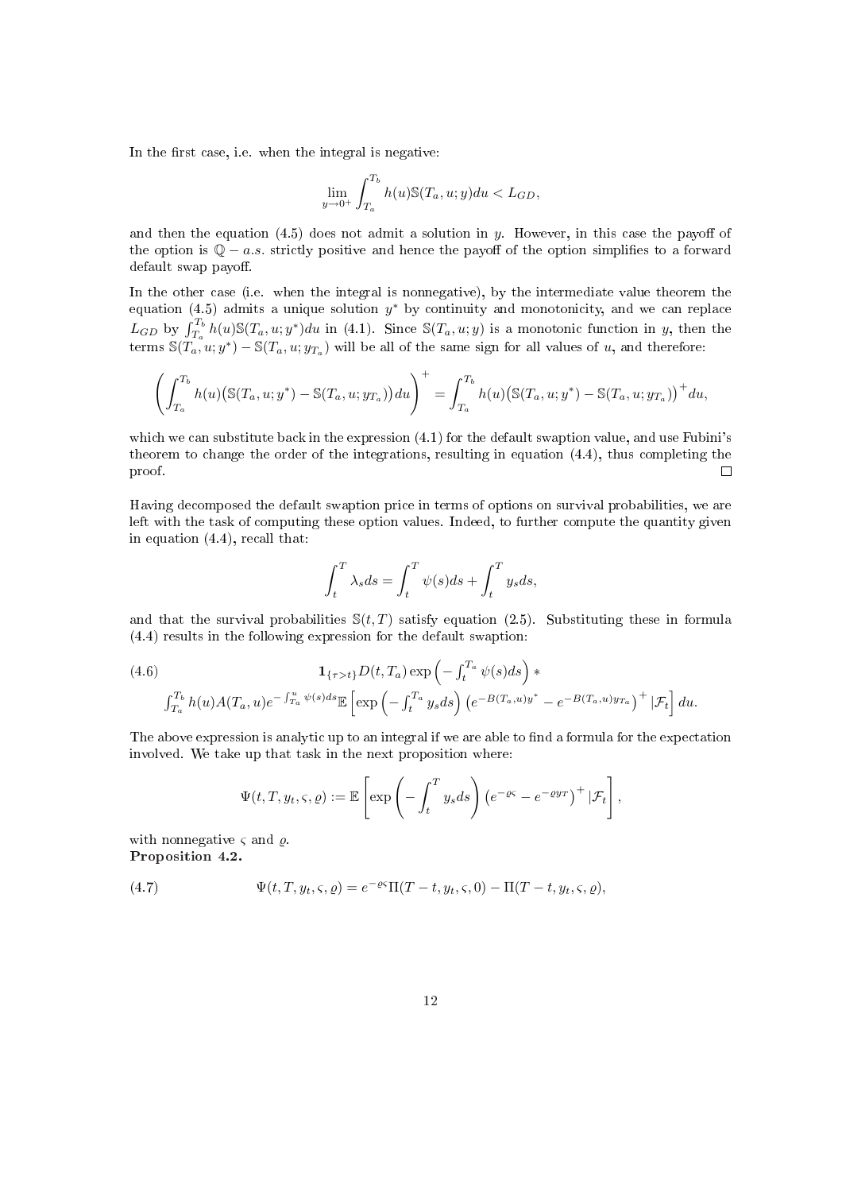In the first case, i.e. when the integral is negative:

$$\lim_{y \to 0^+} \int_{T_a}^{T_b} h(u) \mathbb{S}(T_a, u; y) du < L_{GD},$$

and then the equation (4.5) does not admit a solution in $y$. However, in this case the payoff of the option is $\mathbb{Q} - a.s.$ strictly positive and hence the payoff of the option simplifies to a forward default swap payoff.

In the other case (i.e. when the integral is nonnegative), by the intermediate value theorem the equation (4.5) admits a unique solution $y^*$ by continuity and monotonicity, and we can replace $L_{GD}$ by $\int_{T_a}^{T_b} h(u)\mathbb{S}(T_a, u; y^*)du$ in (4.1). Since $\mathbb{S}(T_a, u; y)$ is a monotonic function in $y$, then the terms $\mathbb{S}(T_a, u; y^*) - \mathbb{S}(T_a, u; y_{T_a})$ will be all of the same sign for all values of $u$, and therefore:

$$\left( \int_{T_a}^{T_b} h(u)\big(\mathbb{S}(T_a, u; y^*) - \mathbb{S}(T_a, u; y_{T_a})\big) du \right)^+ = \int_{T_a}^{T_b} h(u)\big(\mathbb{S}(T_a, u; y^*) - \mathbb{S}(T_a, u; y_{T_a})\big)^+ du,$$

which we can substitute back in the expression (4.1) for the default swaption value, and use Fubini's theorem to change the order of the integrations, resulting in equation (4.4), thus completing the proof. $\square$

Having decomposed the default swaption price in terms of options on survival probabilities, we are left with the task of computing these option values. Indeed, to further compute the quantity given in equation (4.4), recall that:

$$\int_t^T \lambda_s ds = \int_t^T \psi(s) ds + \int_t^T y_s ds,$$

and that the survival probabilities $\mathbb{S}(t, T)$ satisfy equation (2.5). Substituting these in formula (4.4) results in the following expression for the default swaption:

$$\begin{gathered} \mathbf{1}_{\{\tau > t\}} D(t, T_a) \exp\Big( -\int_t^{T_a} \psi(s) ds \Big) * \\ \int_{T_a}^{T_b} h(u) A(T_a, u) e^{-\int_{T_a}^{u} \psi(s) ds} \mathbb{E}\left[ \exp\Big( -\int_t^{T_a} y_s ds \Big) \big( e^{-B(T_a,u)y^*} - e^{-B(T_a,u)y_{T_a}} \big)^+ | \mathcal{F}_t \right] du. \end{gathered} \tag{4.6}$$

The above expression is analytic up to an integral if we are able to find a formula for the expectation involved. We take up that task in the next proposition where:

$$\Psi(t, T, y_t, \varsigma, \varrho) := \mathbb{E}\left[ \exp\left( -\int_t^T y_s ds \right) \left( e^{-\varrho\varsigma} - e^{-\varrho y_T} \right)^+ | \mathcal{F}_t \right],$$

with nonnegative $\varsigma$ and $\varrho$.

**Proposition 4.2.**

$$\Psi(t, T, y_t, \varsigma, \varrho) = e^{-\varrho\varsigma} \Pi(T - t, y_t, \varsigma, 0) - \Pi(T - t, y_t, \varsigma, \varrho), \tag{4.7}$$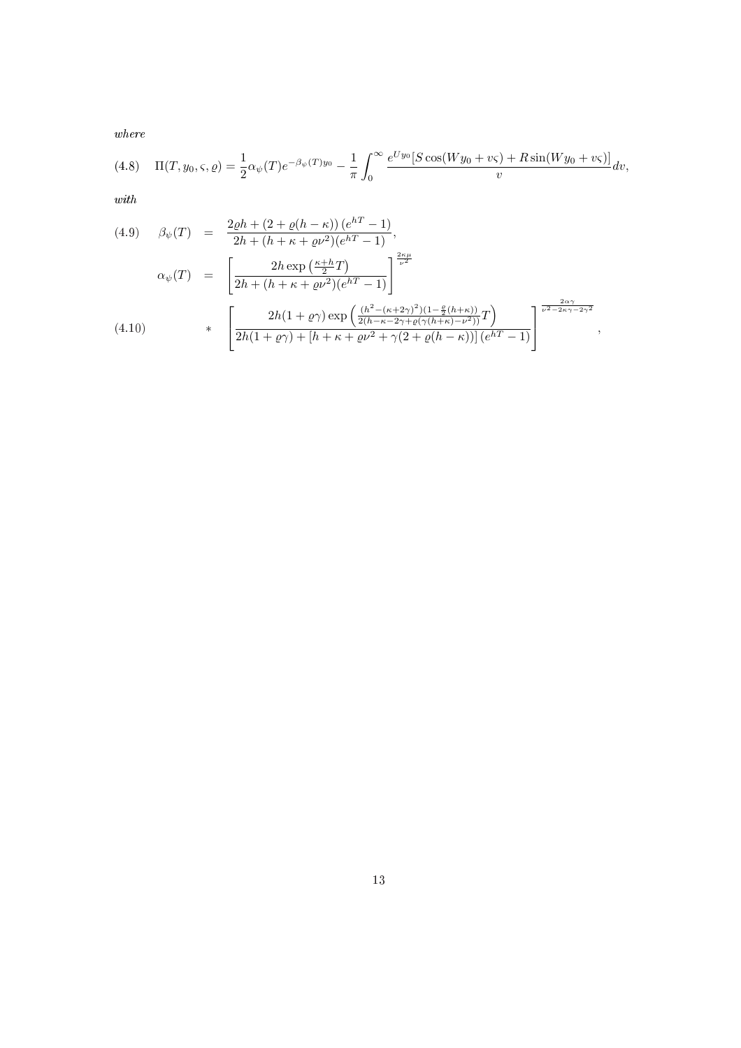*where*

$$\Pi(T, y_0, \varsigma, \varrho) = \frac{1}{2}\alpha_\psi(T)e^{-\beta_\psi(T)y_0} - \frac{1}{\pi}\int_0^\infty \frac{e^{Uy_0}[S\cos(Wy_0 + v\varsigma) + R\sin(Wy_0 + v\varsigma)]}{v}dv, \tag{4.8}$$

*with*

$$\beta_\psi(T) = \frac{2\varrho h + (2 + \varrho(h-\kappa))\left(e^{hT} - 1\right)}{2h + (h + \kappa + \varrho\nu^2)(e^{hT} - 1)}, \tag{4.9}$$

$$\begin{aligned} \alpha_\psi(T) &= \left[\frac{2h\exp\left(\frac{\kappa+h}{2}T\right)}{2h + (h + \kappa + \varrho\nu^2)(e^{hT} - 1)}\right]^{\frac{2\kappa\mu}{\nu^2}} \\ &* \left[\frac{2h(1+\varrho\gamma)\exp\left(\frac{(h^2 - (\kappa+2\gamma)^2)(1 - \frac{\varrho}{2}(h+\kappa))}{2(h - \kappa - 2\gamma + \varrho(\gamma(h+\kappa) - \nu^2))}T\right)}{2h(1+\varrho\gamma) + [h + \kappa + \varrho\nu^2 + \gamma(2 + \varrho(h-\kappa))]\left(e^{hT} - 1\right)}\right]^{\frac{2\alpha\gamma}{\nu^2 - 2\kappa\gamma - 2\gamma^2}}, \end{aligned} \tag{4.10}$$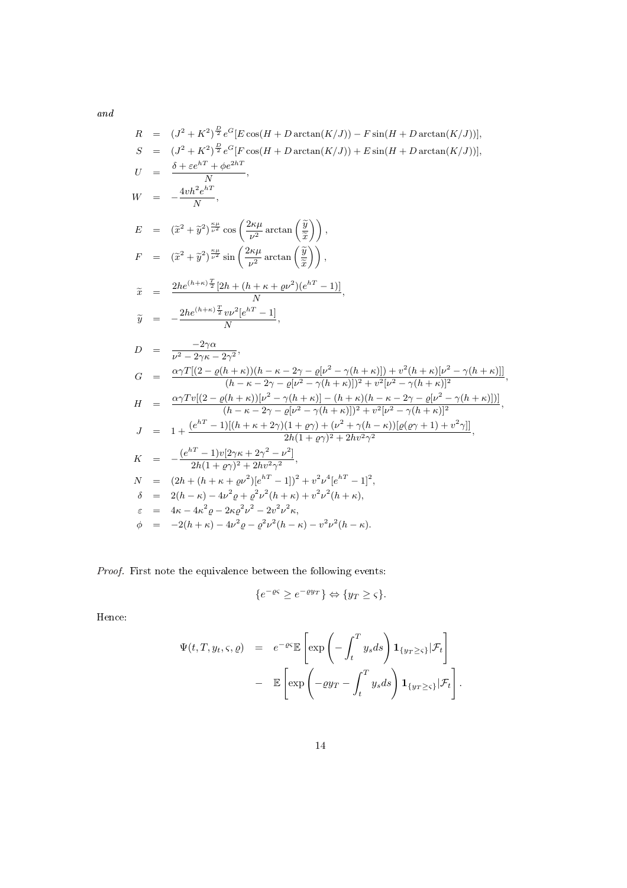*and*

$$
\begin{aligned}
R &= (J^2+K^2)^{\frac{D}{2}} e^G [E\cos(H + D\arctan(K/J)) - F\sin(H + D\arctan(K/J))],\\
S &= (J^2+K^2)^{\frac{D}{2}} e^G [F\cos(H + D\arctan(K/J)) + E\sin(H + D\arctan(K/J))],\\
U &= \frac{\delta + \varepsilon e^{hT} + \phi e^{2hT}}{N},\\
W &= -\frac{4vh^2 e^{hT}}{N},\\
E &= (\widetilde{x}^2 + \widetilde{y}^2)^{\frac{\kappa\mu}{\nu^2}} \cos\left(\frac{2\kappa\mu}{\nu^2}\arctan\left(\frac{\widetilde{y}}{\widetilde{x}}\right)\right),\\
F &= (\widetilde{x}^2 + \widetilde{y}^2)^{\frac{\kappa\mu}{\nu^2}} \sin\left(\frac{2\kappa\mu}{\nu^2}\arctan\left(\frac{\widetilde{y}}{\widetilde{x}}\right)\right),\\
\widetilde{x} &= \frac{2he^{(h+\kappa)\frac{T}{2}}[2h + (h+\kappa+\varrho\nu^2)(e^{hT}-1)]}{N},\\
\widetilde{y} &= -\frac{2he^{(h+\kappa)\frac{T}{2}} v\nu^2 [e^{hT}-1]}{N},\\
D &= \frac{-2\gamma\alpha}{\nu^2 - 2\gamma\kappa - 2\gamma^2},\\
G &= \frac{\alpha\gamma T[(2-\varrho(h+\kappa))(h-\kappa-2\gamma-\varrho[\nu^2-\gamma(h+\kappa)]) + v^2(h+\kappa)[\nu^2-\gamma(h+\kappa)]]}{(h-\kappa-2\gamma-\varrho[\nu^2-\gamma(h+\kappa)])^2 + v^2[\nu^2-\gamma(h+\kappa)]^2},\\
H &= \frac{\alpha\gamma T v[(2-\varrho(h+\kappa))[\nu^2-\gamma(h+\kappa)] - (h+\kappa)(h-\kappa-2\gamma-\varrho[\nu^2-\gamma(h+\kappa)])]}{(h-\kappa-2\gamma-\varrho[\nu^2-\gamma(h+\kappa)])^2 + v^2[\nu^2-\gamma(h+\kappa)]^2},\\
J &= 1 + \frac{(e^{hT}-1)[(h+\kappa+2\gamma)(1+\varrho\gamma) + (\nu^2+\gamma(h-\kappa))[\varrho(\varrho\gamma+1)+v^2\gamma]]}{2h(1+\varrho\gamma)^2 + 2hv^2\gamma^2},\\
K &= -\frac{(e^{hT}-1)v[2\gamma\kappa + 2\gamma^2 - \nu^2]}{2h(1+\varrho\gamma)^2 + 2hv^2\gamma^2},\\
N &= (2h + (h+\kappa+\varrho\nu^2)[e^{hT}-1])^2 + v^2\nu^4[e^{hT}-1]^2,\\
\delta &= 2(h-\kappa) - 4\nu^2\varrho + \varrho^2\nu^2(h+\kappa) + v^2\nu^2(h+\kappa),\\
\varepsilon &= 4\kappa - 4\kappa^2\varrho - 2\kappa\varrho^2\nu^2 - 2v^2\nu^2\kappa,\\
\phi &= -2(h+\kappa) - 4\nu^2\varrho - \varrho^2\nu^2(h-\kappa) - v^2\nu^2(h-\kappa).
\end{aligned}
$$

*Proof.* First note the equivalence between the following events:

$$\{e^{-\varrho\varsigma} \geq e^{-\varrho y_T}\} \Leftrightarrow \{y_T \geq \varsigma\}.$$

Hence:

$$
\begin{aligned}
\Psi(t,T,y_t,\varsigma,\varrho) &= e^{-\varrho\varsigma}\mathbb{E}\left[\exp\left(-\int_t^T y_s ds\right)\mathbf{1}_{\{y_T\geq\varsigma\}}|\mathcal{F}_t\right]\\
&- \mathbb{E}\left[\exp\left(-\varrho y_T - \int_t^T y_s ds\right)\mathbf{1}_{\{y_T\geq\varsigma\}}|\mathcal{F}_t\right].
\end{aligned}
$$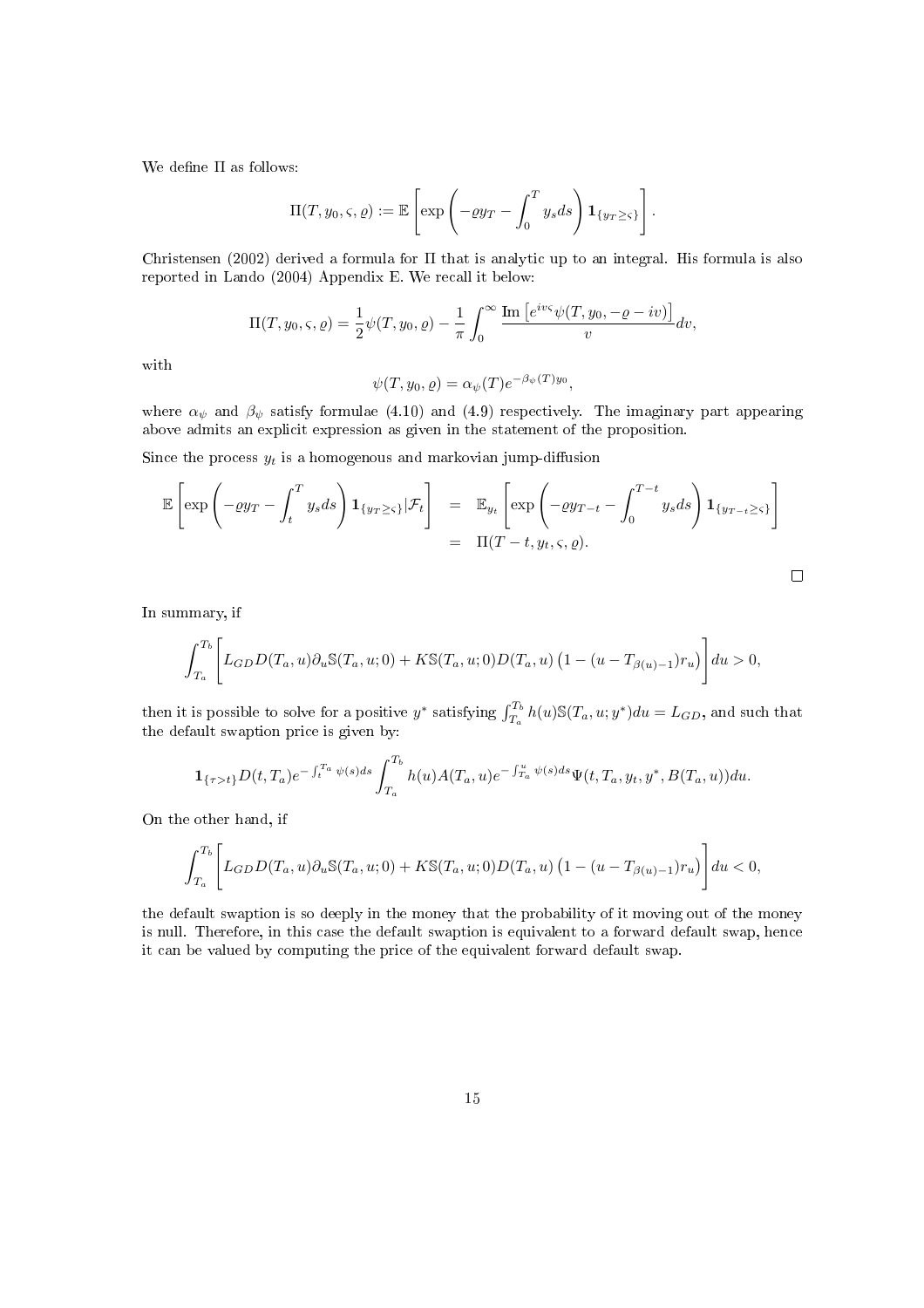We define $\Pi$ as follows:

$$\Pi(T, y_0, \varsigma, \varrho) := \mathbb{E}\left[\exp\left(-\varrho y_T - \int_0^T y_s ds\right) \mathbf{1}_{\{y_T \geq \varsigma\}}\right].$$

Christensen (2002) derived a formula for $\Pi$ that is analytic up to an integral. His formula is also reported in Lando (2004) Appendix E. We recall it below:

$$\Pi(T, y_0, \varsigma, \varrho) = \frac{1}{2}\psi(T, y_0, \varrho) - \frac{1}{\pi}\int_0^\infty \frac{\operatorname{Im}\left[e^{iv\varsigma}\psi(T, y_0, -\varrho - iv)\right]}{v} dv,$$

with

$$\psi(T, y_0, \varrho) = \alpha_\psi(T) e^{-\beta_\psi(T) y_0},$$

where $\alpha_\psi$ and $\beta_\psi$ satisfy formulae (4.10) and (4.9) respectively. The imaginary part appearing above admits an explicit expression as given in the statement of the proposition.

Since the process $y_t$ is a homogenous and markovian jump-diffusion

$$\begin{aligned}
\mathbb{E}\left[\exp\left(-\varrho y_T - \int_t^T y_s ds\right) \mathbf{1}_{\{y_T \geq \varsigma\}} | \mathcal{F}_t\right] &= \mathbb{E}_{y_t}\left[\exp\left(-\varrho y_{T-t} - \int_0^{T-t} y_s ds\right) \mathbf{1}_{\{y_{T-t} \geq \varsigma\}}\right] \\
&= \Pi(T-t, y_t, \varsigma, \varrho).
\end{aligned}$$

□

In summary, if

$$\int_{T_a}^{T_b}\left[L_{GD} D(T_a, u)\partial_u \mathbb{S}(T_a, u; 0) + K\mathbb{S}(T_a, u; 0) D(T_a, u)\left(1 - (u - T_{\beta(u)-1}) r_u\right)\right] du > 0,$$

then it is possible to solve for a positive $y^*$ satisfying $\int_{T_a}^{T_b} h(u)\mathbb{S}(T_a, u; y^*) du = L_{GD}$, and such that the default swaption price is given by:

$$\mathbf{1}_{\{\tau > t\}} D(t, T_a) e^{-\int_t^{T_a} \psi(s) ds} \int_{T_a}^{T_b} h(u) A(T_a, u) e^{-\int_{T_a}^{u} \psi(s) ds} \Psi(t, T_a, y_t, y^*, B(T_a, u)) du.$$

On the other hand, if

$$\int_{T_a}^{T_b}\left[L_{GD} D(T_a, u)\partial_u \mathbb{S}(T_a, u; 0) + K\mathbb{S}(T_a, u; 0) D(T_a, u)\left(1 - (u - T_{\beta(u)-1}) r_u\right)\right] du < 0,$$

the default swaption is so deeply in the money that the probability of it moving out of the money is null. Therefore, in this case the default swaption is equivalent to a forward default swap, hence it can be valued by computing the price of the equivalent forward default swap.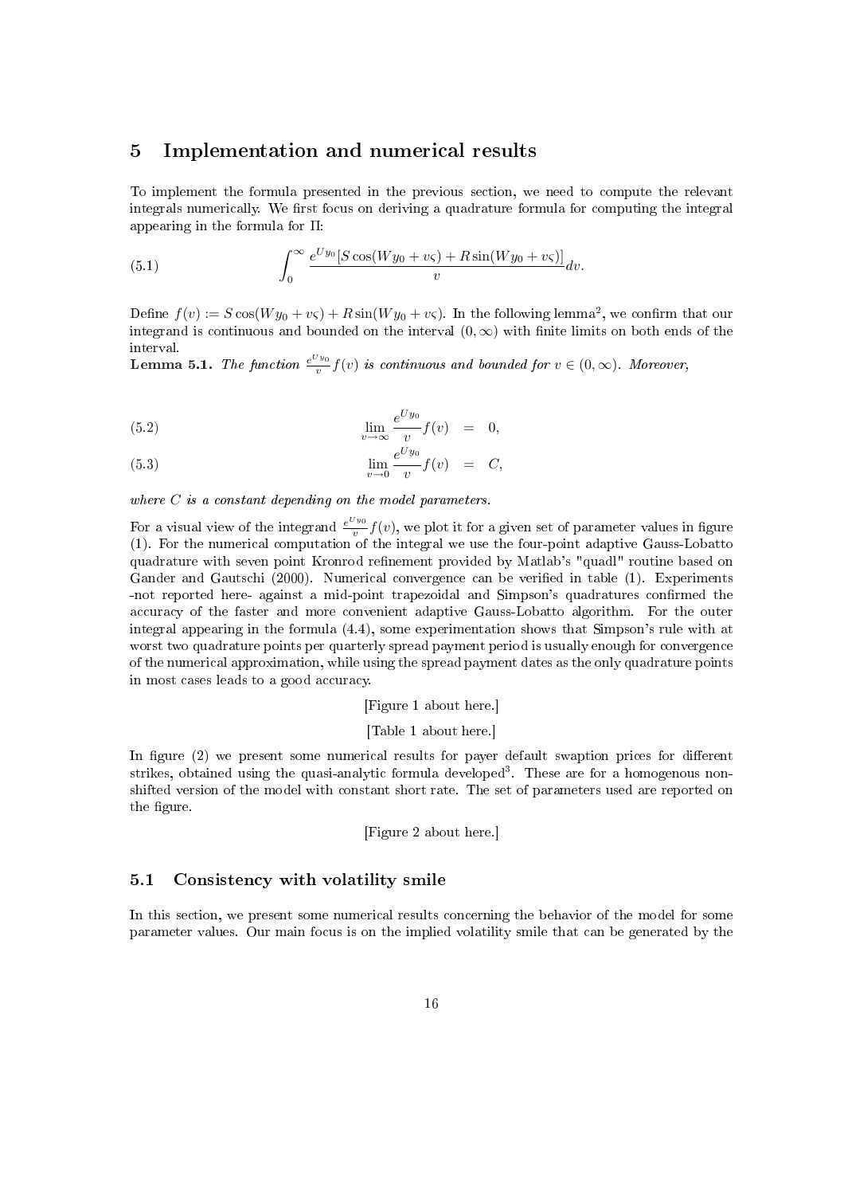## 5 Implementation and numerical results

To implement the formula presented in the previous section, we need to compute the relevant integrals numerically. We first focus on deriving a quadrature formula for computing the integral appearing in the formula for $\Pi$:

$$\int_0^\infty \frac{e^{Uy_0}[S\cos(Wy_0 + v\varsigma) + R\sin(Wy_0 + v\varsigma)]}{v}dv. \tag{5.1}$$

Define $f(v) := S\cos(Wy_0 + v\varsigma) + R\sin(Wy_0 + v\varsigma)$. In the following lemma[2], we confirm that our integrand is continuous and bounded on the interval $(0, \infty)$ with finite limits on both ends of the interval.

**Lemma 5.1.** *The function $\frac{e^{Uy_0}}{v}f(v)$ is continuous and bounded for $v \in (0, \infty)$. Moreover,*

$$\lim_{v\to\infty} \frac{e^{Uy_0}}{v}f(v) = 0, \tag{5.2}$$

$$\lim_{v\to 0} \frac{e^{Uy_0}}{v}f(v) = C, \tag{5.3}$$

*where $C$ is a constant depending on the model parameters.*

For a visual view of the integrand $\frac{e^{Uy_0}}{v}f(v)$, we plot it for a given set of parameter values in figure (1). For the numerical computation of the integral we use the four-point adaptive Gauss-Lobatto quadrature with seven point Kronrod refinement provided by Matlab's "quadl" routine based on Gander and Gautschi (2000). Numerical convergence can be verified in table (1). Experiments -not reported here- against a mid-point trapezoidal and Simpson's quadratures confirmed the accuracy of the faster and more convenient adaptive Gauss-Lobatto algorithm. For the outer integral appearing in the formula (4.4), some experimentation shows that Simpson's rule with at worst two quadrature points per quarterly spread payment period is usually enough for convergence of the numerical approximation, while using the spread payment dates as the only quadrature points in most cases leads to a good accuracy.

[Figure 1 about here.]

[Table 1 about here.]

In figure (2) we present some numerical results for payer default swaption prices for different strikes, obtained using the quasi-analytic formula developed[3]. These are for a homogenous non-shifted version of the model with constant short rate. The set of parameters used are reported on the figure.

[Figure 2 about here.]

### 5.1 Consistency with volatility smile

In this section, we present some numerical results concerning the behavior of the model for some parameter values. Our main focus is on the implied volatility smile that can be generated by the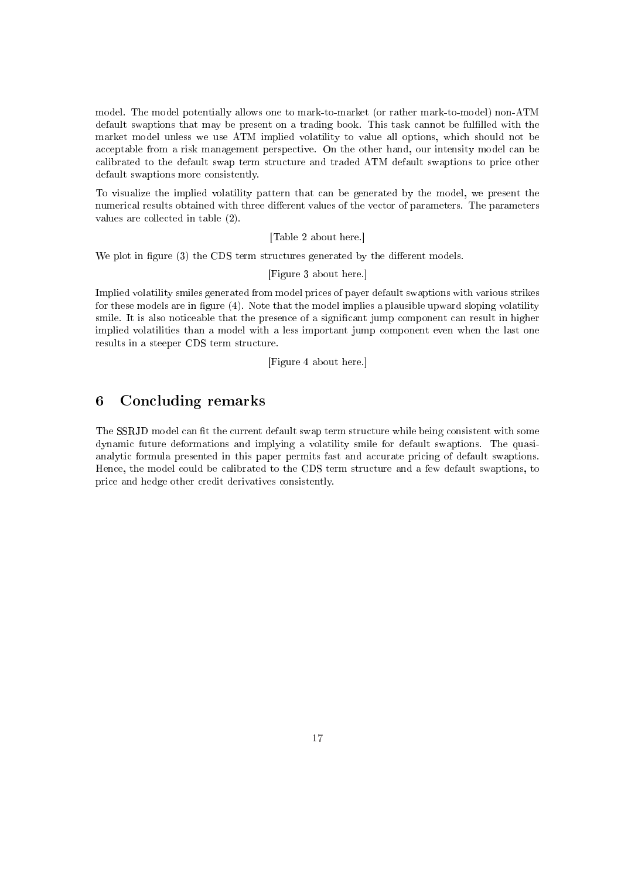model. The model potentially allows one to mark-to-market (or rather mark-to-model) non-ATM default swaptions that may be present on a trading book. This task cannot be fulfilled with the market model unless we use ATM implied volatility to value all options, which should not be acceptable from a risk management perspective. On the other hand, our intensity model can be calibrated to the default swap term structure and traded ATM default swaptions to price other default swaptions more consistently.

To visualize the implied volatility pattern that can be generated by the model, we present the numerical results obtained with three different values of the vector of parameters. The parameters values are collected in table (2).

[Table 2 about here.]

We plot in figure (3) the CDS term structures generated by the different models.

[Figure 3 about here.]

Implied volatility smiles generated from model prices of payer default swaptions with various strikes for these models are in figure (4). Note that the model implies a plausible upward sloping volatility smile. It is also noticeable that the presence of a significant jump component can result in higher implied volatilities than a model with a less important jump component even when the last one results in a steeper CDS term structure.

[Figure 4 about here.]

## 6 Concluding remarks

The SSRJD model can fit the current default swap term structure while being consistent with some dynamic future deformations and implying a volatility smile for default swaptions. The quasi-analytic formula presented in this paper permits fast and accurate pricing of default swaptions. Hence, the model could be calibrated to the CDS term structure and a few default swaptions, to price and hedge other credit derivatives consistently.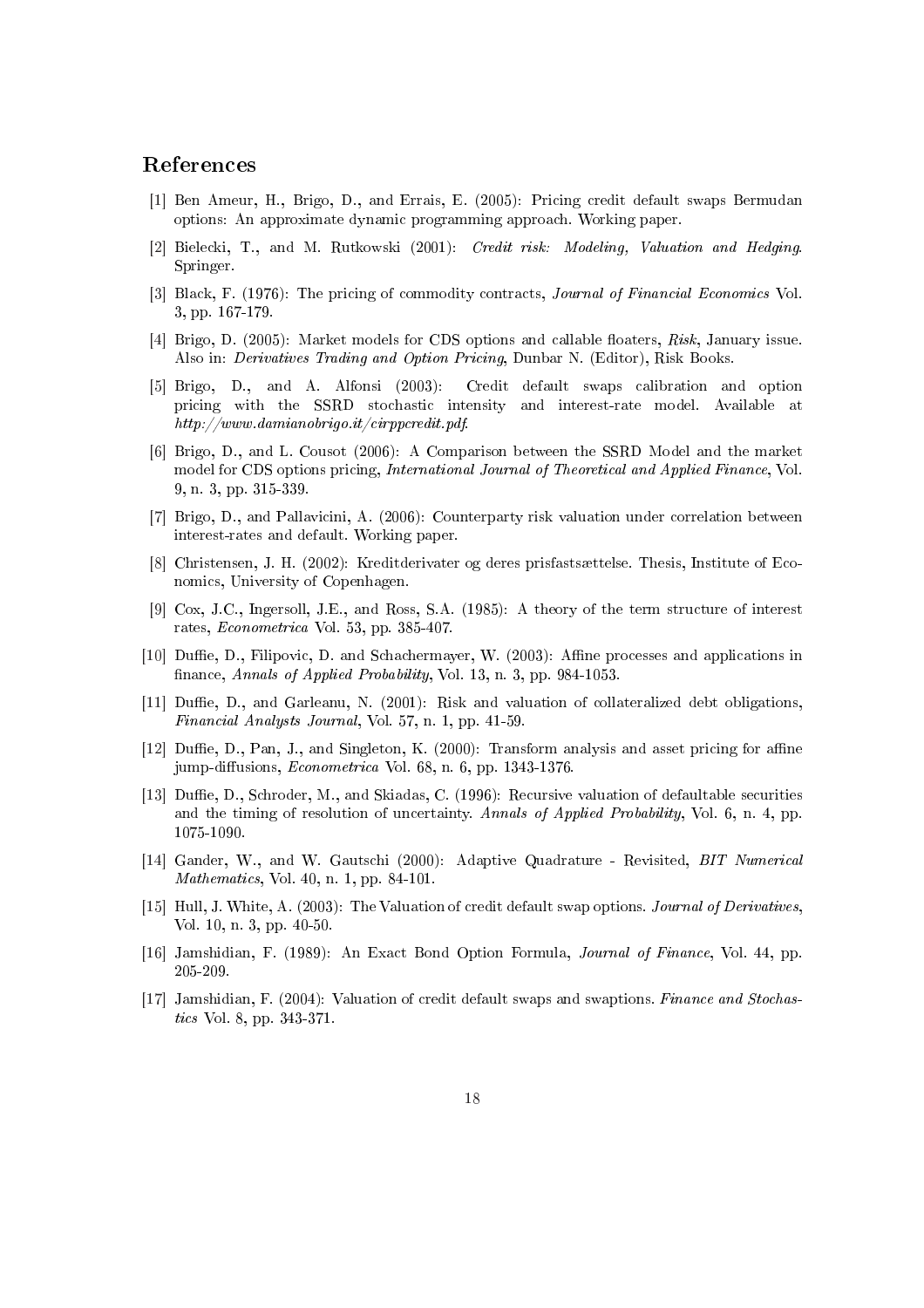## References

[1] Ben Ameur, H., Brigo, D., and Errais, E. (2005): Pricing credit default swaps Bermudan options: An approximate dynamic programming approach. Working paper.

[2] Bielecki, T., and M. Rutkowski (2001): *Credit risk: Modeling, Valuation and Hedging*. Springer.

[3] Black, F. (1976): The pricing of commodity contracts, *Journal of Financial Economics* Vol. 3, pp. 167-179.

[4] Brigo, D. (2005): Market models for CDS options and callable floaters, *Risk*, January issue. Also in: *Derivatives Trading and Option Pricing*, Dunbar N. (Editor), Risk Books.

[5] Brigo, D., and A. Alfonsi (2003): Credit default swaps calibration and option pricing with the SSRD stochastic intensity and interest-rate model. Available at *http://www.damianobrigo.it/cirppcredit.pdf*.

[6] Brigo, D., and L. Cousot (2006): A Comparison between the SSRD Model and the market model for CDS options pricing, *International Journal of Theoretical and Applied Finance*, Vol. 9, n. 3, pp. 315-339.

[7] Brigo, D., and Pallavicini, A. (2006): Counterparty risk valuation under correlation between interest-rates and default. Working paper.

[8] Christensen, J. H. (2002): Kreditderivater og deres prisfastsættelse. Thesis, Institute of Economics, University of Copenhagen.

[9] Cox, J.C., Ingersoll, J.E., and Ross, S.A. (1985): A theory of the term structure of interest rates, *Econometrica* Vol. 53, pp. 385-407.

[10] Duffie, D., Filipovic, D. and Schachermayer, W. (2003): Affine processes and applications in finance, *Annals of Applied Probability*, Vol. 13, n. 3, pp. 984-1053.

[11] Duffie, D., and Garleanu, N. (2001): Risk and valuation of collateralized debt obligations, *Financial Analysts Journal*, Vol. 57, n. 1, pp. 41-59.

[12] Duffie, D., Pan, J., and Singleton, K. (2000): Transform analysis and asset pricing for affine jump-diffusions, *Econometrica* Vol. 68, n. 6, pp. 1343-1376.

[13] Duffie, D., Schroder, M., and Skiadas, C. (1996): Recursive valuation of defaultable securities and the timing of resolution of uncertainty. *Annals of Applied Probability*, Vol. 6, n. 4, pp. 1075-1090.

[14] Gander, W., and W. Gautschi (2000): Adaptive Quadrature - Revisited, *BIT Numerical Mathematics*, Vol. 40, n. 1, pp. 84-101.

[15] Hull, J. White, A. (2003): The Valuation of credit default swap options. *Journal of Derivatives*, Vol. 10, n. 3, pp. 40-50.

[16] Jamshidian, F. (1989): An Exact Bond Option Formula, *Journal of Finance*, Vol. 44, pp. 205-209.

[17] Jamshidian, F. (2004): Valuation of credit default swaps and swaptions. *Finance and Stochastics* Vol. 8, pp. 343-371.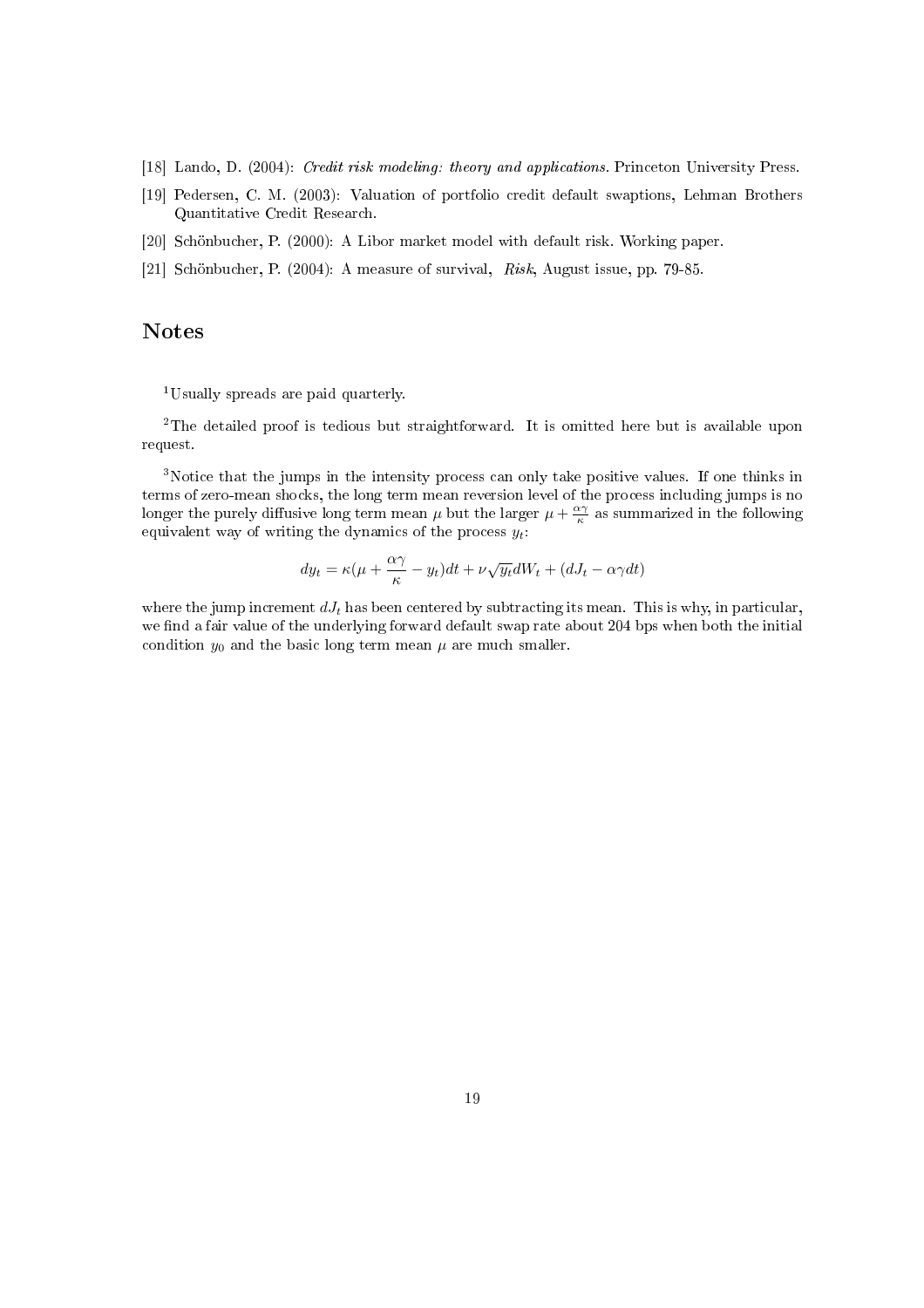[18] Lando, D. (2004): *Credit risk modeling: theory and applications.* Princeton University Press.

[19] Pedersen, C. M. (2003): Valuation of portfolio credit default swaptions, Lehman Brothers Quantitative Credit Research.

[20] Schönbucher, P. (2000): A Libor market model with default risk. Working paper.

[21] Schönbucher, P. (2004): A measure of survival, *Risk*, August issue, pp. 79-85.

## Notes

[1] Usually spreads are paid quarterly.

[2] The detailed proof is tedious but straightforward. It is omitted here but is available upon request.

[3] Notice that the jumps in the intensity process can only take positive values. If one thinks in terms of zero-mean shocks, the long term mean reversion level of the process including jumps is no longer the purely diffusive long term mean $\mu$ but the larger $\mu + \frac{\alpha\gamma}{\kappa}$ as summarized in the following equivalent way of writing the dynamics of the process $y_t$:

$$dy_t = \kappa(\mu + \frac{\alpha\gamma}{\kappa} - y_t)dt + \nu\sqrt{y_t}dW_t + (dJ_t - \alpha\gamma dt)$$

where the jump increment $dJ_t$ has been centered by subtracting its mean. This is why, in particular, we find a fair value of the underlying forward default swap rate about 204 bps when both the initial condition $y_0$ and the basic long term mean $\mu$ are much smaller.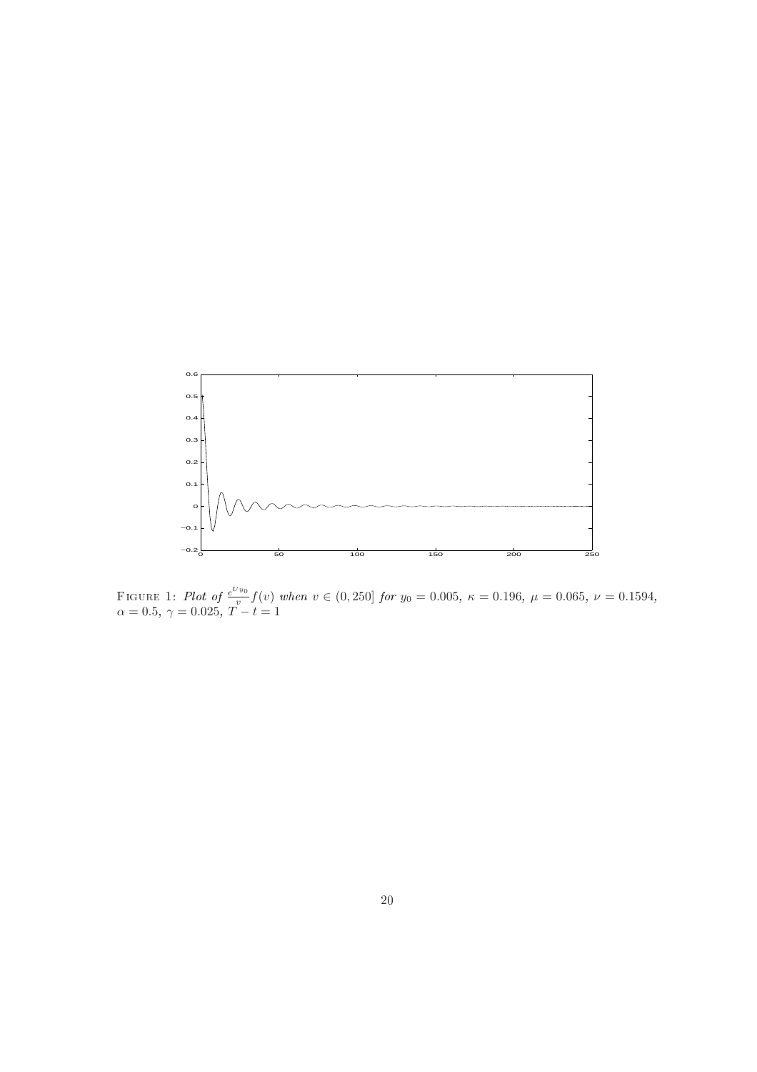0.6
0.5
0.4
0.3
0.2
0.1
0
−0.1
−0.2

0 50 100 150 200 250

FIGURE 1: *Plot of* $\frac{e^{Uy_0}}{v}f(v)$ *when* $v \in (0, 250]$ *for* $y_0 = 0.005$, $\kappa = 0.196$, $\mu = 0.065$, $\nu = 0.1594$, $\alpha = 0.5$, $\gamma = 0.025$, $T - t = 1$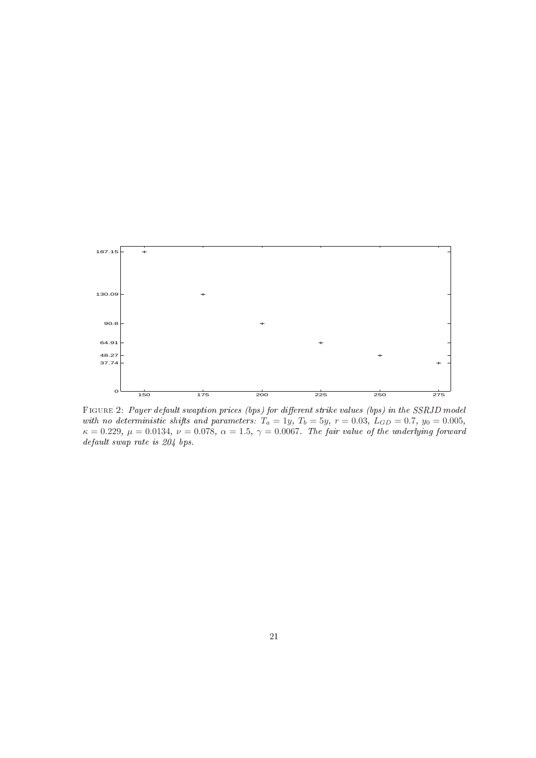187.15

130.09

90.8

64.91

48.27

37.74

0

150 175 200 225 250 275

FIGURE 2: *Payer default swaption prices (bps) for different strike values (bps) in the SSRJD model with no deterministic shifts and parameters: $T_a = 1y$, $T_b = 5y$, $r = 0.03$, $L_{GD} = 0.7$, $y_0 = 0.005$, $\kappa = 0.229$, $\mu = 0.0134$, $\nu = 0.078$, $\alpha = 1.5$, $\gamma = 0.0067$. The fair value of the underlying forward default swap rate is 204 bps.*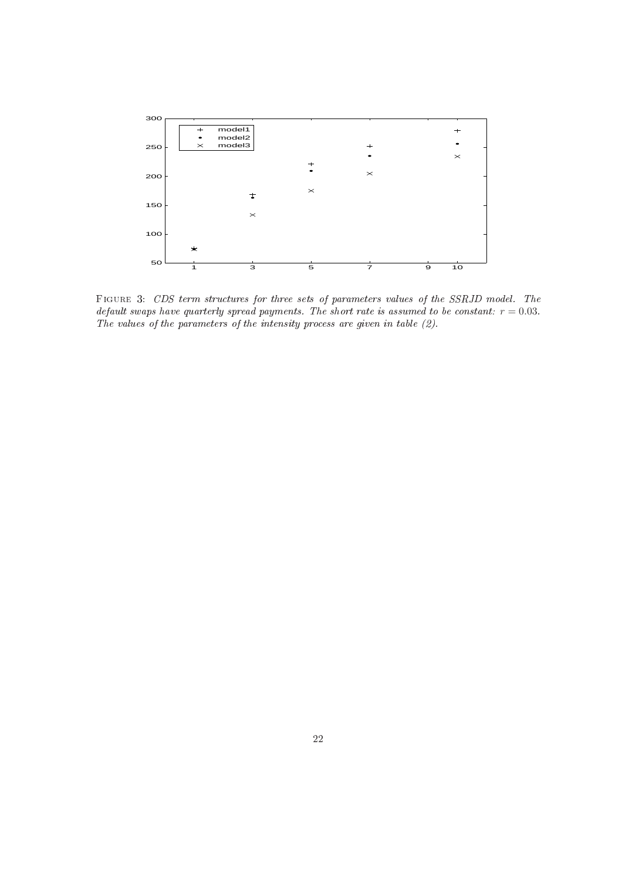300

250

200

150

100

50

1 3 5 7 9 10

model1
model2
model3

FIGURE 3: *CDS term structures for three sets of parameters values of the SSRJD model. The default swaps have quarterly spread payments. The short rate is assumed to be constant: $r = 0.03$. The values of the parameters of the intensity process are given in table (2).*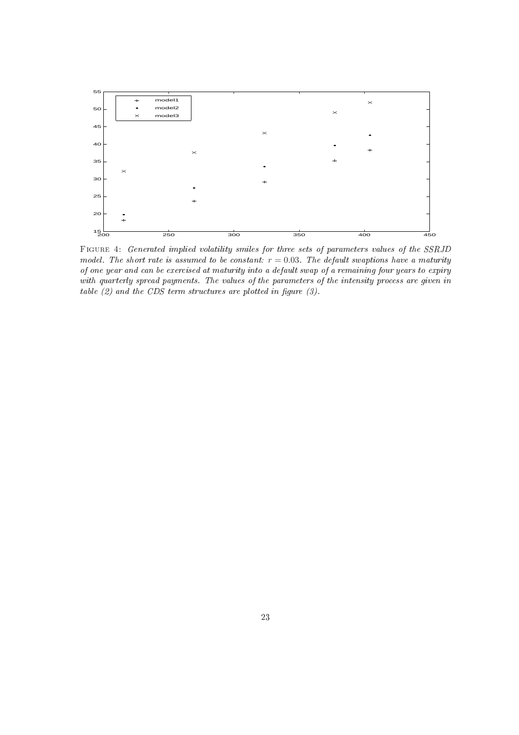55
50
45
40
35
30
25
20
15
200 250 300 350 400 450

model1
model2
model3

FIGURE 4: *Generated implied volatility smiles for three sets of parameters values of the SSRJD model. The short rate is assumed to be constant: $r = 0.03$. The default swaptions have a maturity of one year and can be exercised at maturity into a default swap of a remaining four years to expiry with quarterly spread payments. The values of the parameters of the intensity process are given in table (2) and the CDS term structures are plotted in figure (3).*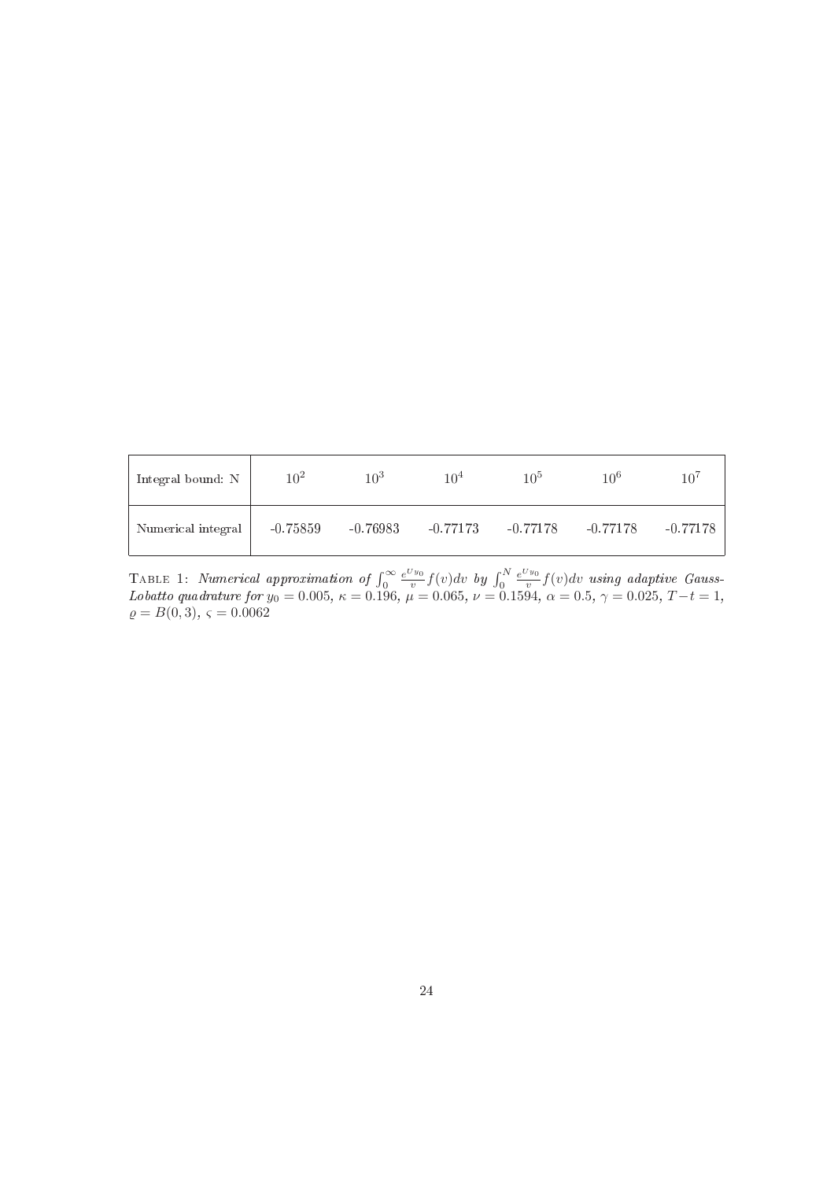| Integral bound: N | $10^2$ | $10^3$ | $10^4$ | $10^5$ | $10^6$ | $10^7$ |
|---|---|---|---|---|---|---|
| Numerical integral | -0.75859 | -0.76983 | -0.77173 | -0.77178 | -0.77178 | -0.77178 |

TABLE 1: *Numerical approximation of* $\int_0^\infty \frac{e^{Uy_0}}{v} f(v)dv$ *by* $\int_0^N \frac{e^{Uy_0}}{v} f(v)dv$ *using adaptive Gauss-Lobatto quadrature for* $y_0 = 0.005$, $\kappa = 0.196$, $\mu = 0.065$, $\nu = 0.1594$, $\alpha = 0.5$, $\gamma = 0.025$, $T-t = 1$, $\varrho = B(0,3)$, $\varsigma = 0.0062$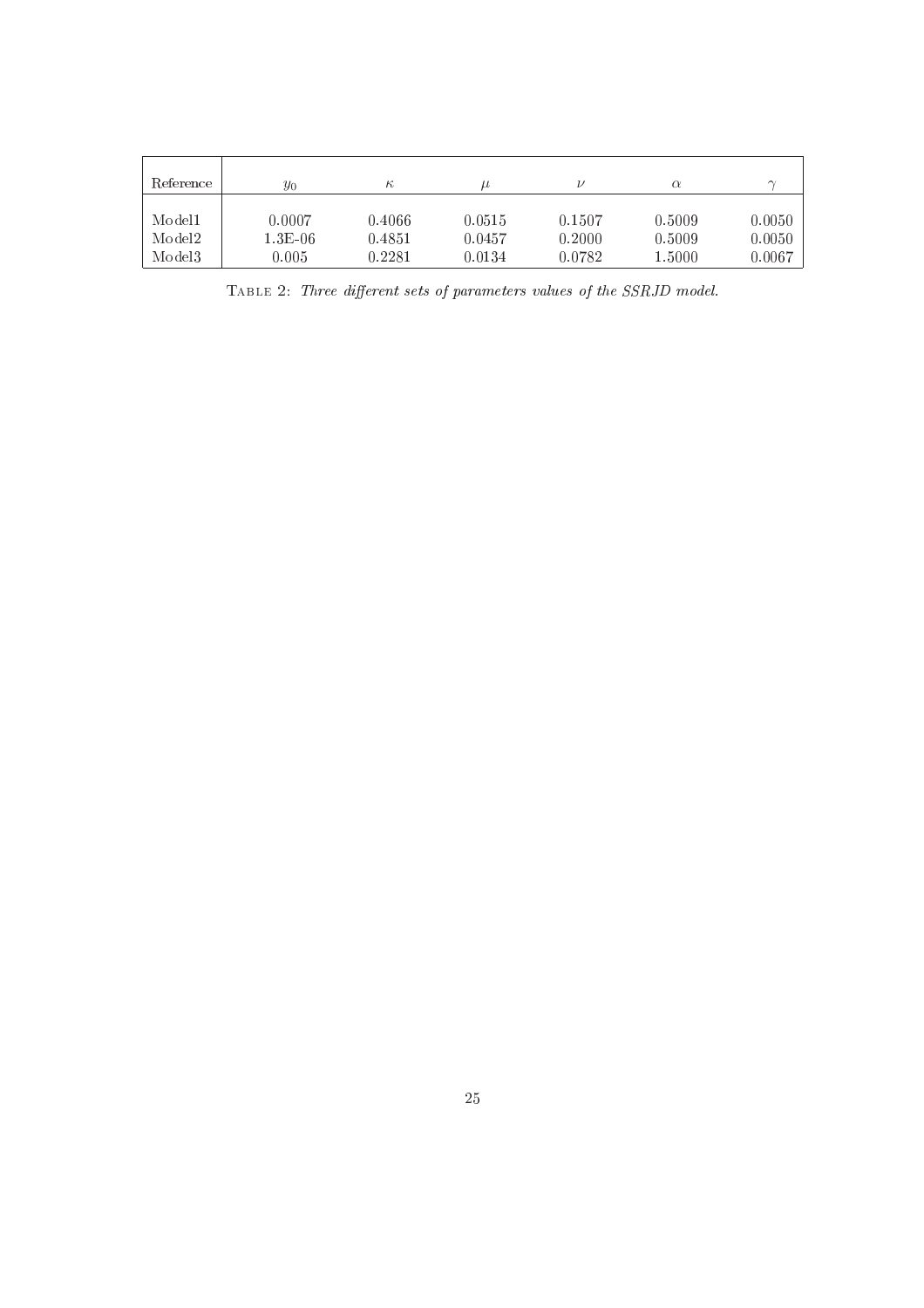| Reference | $y_0$ | $\kappa$ | $\mu$ | $\nu$ | $\alpha$ | $\gamma$ |
|---|---|---|---|---|---|---|
| Model1 | 0.0007 | 0.4066 | 0.0515 | 0.1507 | 0.5009 | 0.0050 |
| Model2 | 1.3E-06 | 0.4851 | 0.0457 | 0.2000 | 0.5009 | 0.0050 |
| Model3 | 0.005 | 0.2281 | 0.0134 | 0.0782 | 1.5000 | 0.0067 |

TABLE 2: *Three different sets of parameters values of the SSRJD model.*